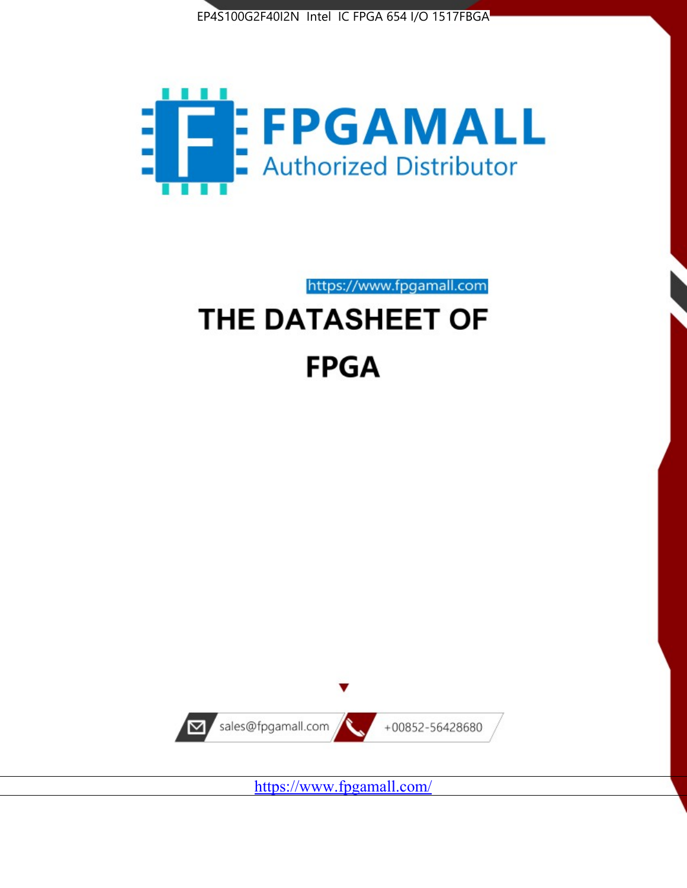EP4S100G2F40I2N Intel IC FPGA 654 I/O 1517FBGA

FPGAMALL
Authorized Distributor

https://www.fpgamall.com

# THE DATASHEET OF

# FPGA

sales@fpgamall.com

+00852-56428680

https://www.fpgamall.com/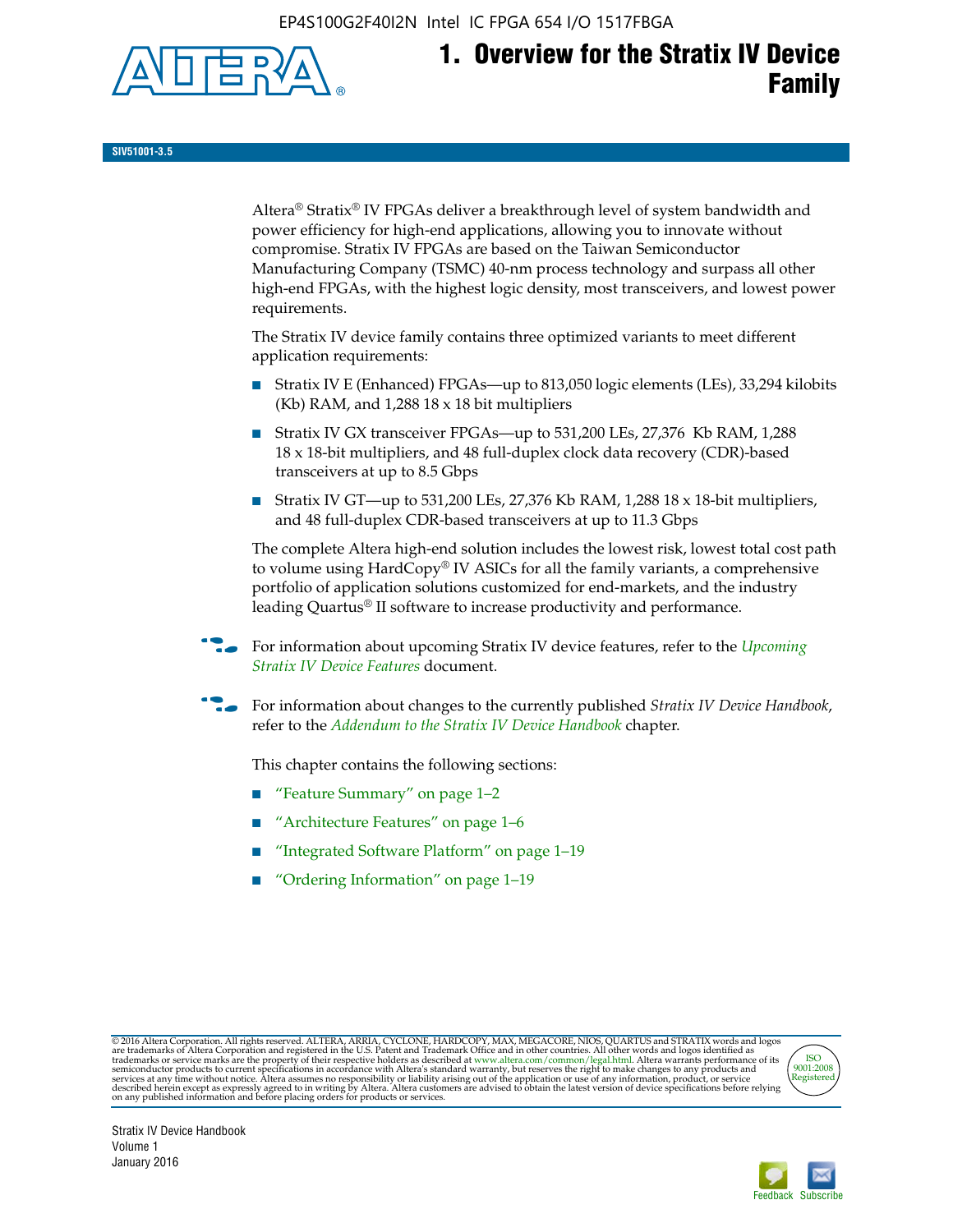# 1. Overview for the Stratix IV Device Family

SIV51001-3.5

Altera® Stratix® IV FPGAs deliver a breakthrough level of system bandwidth and power efficiency for high-end applications, allowing you to innovate without compromise. Stratix IV FPGAs are based on the Taiwan Semiconductor Manufacturing Company (TSMC) 40-nm process technology and surpass all other high-end FPGAs, with the highest logic density, most transceivers, and lowest power requirements.

The Stratix IV device family contains three optimized variants to meet different application requirements:

- Stratix IV E (Enhanced) FPGAs—up to 813,050 logic elements (LEs), 33,294 kilobits (Kb) RAM, and 1,288 18 x 18 bit multipliers
- Stratix IV GX transceiver FPGAs—up to 531,200 LEs, 27,376 Kb RAM, 1,288 18 x 18-bit multipliers, and 48 full-duplex clock data recovery (CDR)-based transceivers at up to 8.5 Gbps
- Stratix IV GT—up to 531,200 LEs, 27,376 Kb RAM, 1,288 18 x 18-bit multipliers, and 48 full-duplex CDR-based transceivers at up to 11.3 Gbps

The complete Altera high-end solution includes the lowest risk, lowest total cost path to volume using HardCopy® IV ASICs for all the family variants, a comprehensive portfolio of application solutions customized for end-markets, and the industry leading Quartus® II software to increase productivity and performance.

For information about upcoming Stratix IV device features, refer to the *Upcoming Stratix IV Device Features* document.

For information about changes to the currently published *Stratix IV Device Handbook*, refer to the *Addendum to the Stratix IV Device Handbook* chapter.

This chapter contains the following sections:

- "Feature Summary" on page 1–2
- "Architecture Features" on page 1–6
- "Integrated Software Platform" on page 1–19
- "Ordering Information" on page 1–19

© 2016 Altera Corporation. All rights reserved. ALTERA, ARRIA, CYCLONE, HARDCOPY, MAX, MEGACORE, NIOS, QUARTUS and STRATIX words and logos are trademarks of Altera Corporation and registered in the U.S. Patent and Trademark Office and in other countries. All other words and logos identified as trademarks or service marks are the property of their respective holders as described at www.altera.com/common/legal.html. Altera warrants performance of its semiconductor products to current specifications in accordance with Altera's standard warranty, but reserves the right to make changes to any products and services at any time without notice. Altera assumes no responsibility or liability arising out of the application or use of any information, product, or service described herein except as expressly agreed to in writing by Altera. Altera customers are advised to obtain the latest version of device specifications before relying on any published information and before placing orders for products or services.

Stratix IV Device Handbook
Volume 1
January 2016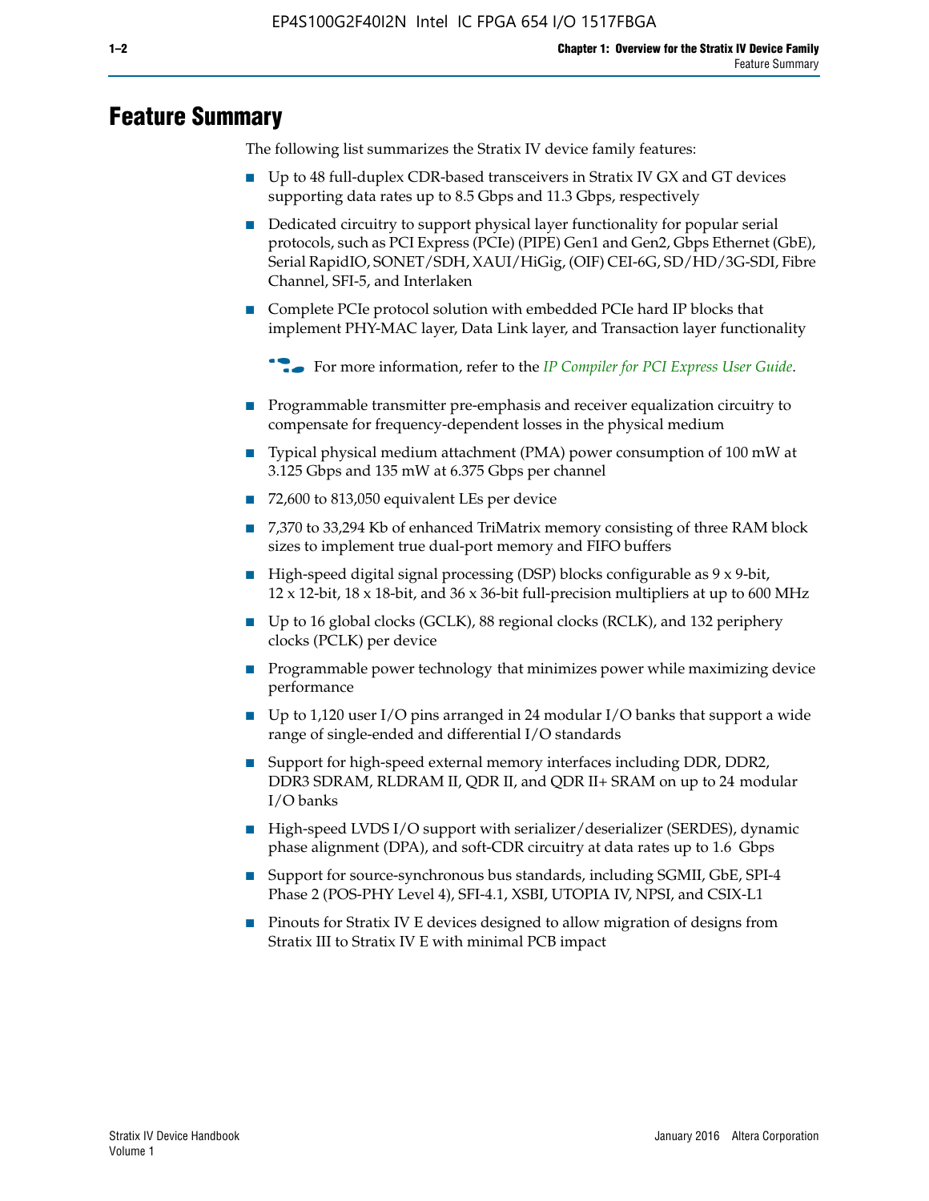# Feature Summary

The following list summarizes the Stratix IV device family features:

- Up to 48 full-duplex CDR-based transceivers in Stratix IV GX and GT devices supporting data rates up to 8.5 Gbps and 11.3 Gbps, respectively
- Dedicated circuitry to support physical layer functionality for popular serial protocols, such as PCI Express (PCIe) (PIPE) Gen1 and Gen2, Gbps Ethernet (GbE), Serial RapidIO, SONET/SDH, XAUI/HiGig, (OIF) CEI-6G, SD/HD/3G-SDI, Fibre Channel, SFI-5, and Interlaken
- Complete PCIe protocol solution with embedded PCIe hard IP blocks that implement PHY-MAC layer, Data Link layer, and Transaction layer functionality

  For more information, refer to the *IP Compiler for PCI Express User Guide*.

- Programmable transmitter pre-emphasis and receiver equalization circuitry to compensate for frequency-dependent losses in the physical medium
- Typical physical medium attachment (PMA) power consumption of 100 mW at 3.125 Gbps and 135 mW at 6.375 Gbps per channel
- 72,600 to 813,050 equivalent LEs per device
- 7,370 to 33,294 Kb of enhanced TriMatrix memory consisting of three RAM block sizes to implement true dual-port memory and FIFO buffers
- High-speed digital signal processing (DSP) blocks configurable as 9 x 9-bit, 12 x 12-bit, 18 x 18-bit, and 36 x 36-bit full-precision multipliers at up to 600 MHz
- Up to 16 global clocks (GCLK), 88 regional clocks (RCLK), and 132 periphery clocks (PCLK) per device
- Programmable power technology that minimizes power while maximizing device performance
- Up to 1,120 user I/O pins arranged in 24 modular I/O banks that support a wide range of single-ended and differential I/O standards
- Support for high-speed external memory interfaces including DDR, DDR2, DDR3 SDRAM, RLDRAM II, QDR II, and QDR II+ SRAM on up to 24 modular I/O banks
- High-speed LVDS I/O support with serializer/deserializer (SERDES), dynamic phase alignment (DPA), and soft-CDR circuitry at data rates up to 1.6 Gbps
- Support for source-synchronous bus standards, including SGMII, GbE, SPI-4 Phase 2 (POS-PHY Level 4), SFI-4.1, XSBI, UTOPIA IV, NPSI, and CSIX-L1
- Pinouts for Stratix IV E devices designed to allow migration of designs from Stratix III to Stratix IV E with minimal PCB impact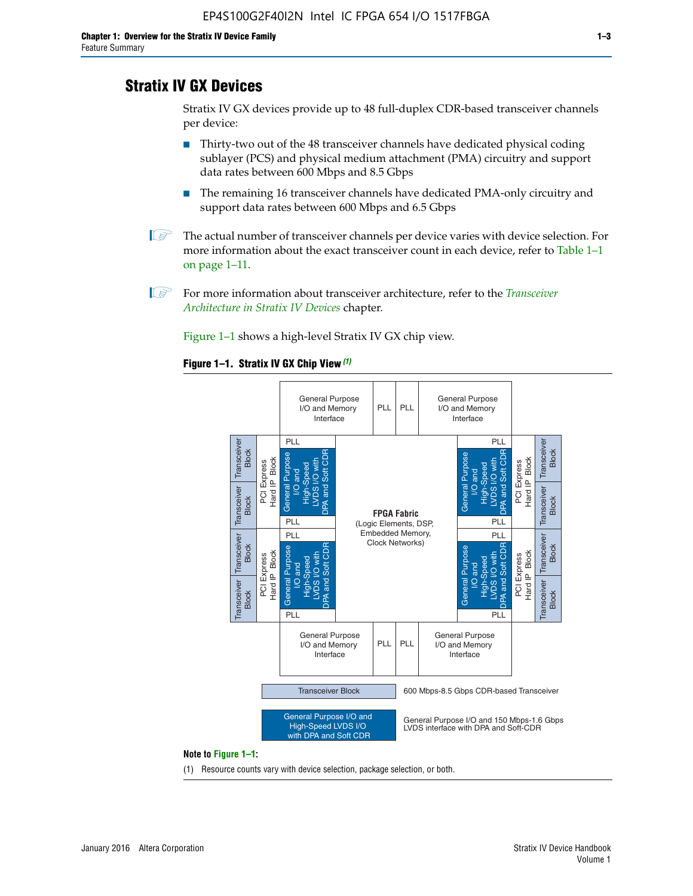## Stratix IV GX Devices

Stratix IV GX devices provide up to 48 full-duplex CDR-based transceiver channels per device:

- Thirty-two out of the 48 transceiver channels have dedicated physical coding sublayer (PCS) and physical medium attachment (PMA) circuitry and support data rates between 600 Mbps and 8.5 Gbps
- The remaining 16 transceiver channels have dedicated PMA-only circuitry and support data rates between 600 Mbps and 6.5 Gbps

The actual number of transceiver channels per device varies with device selection. For more information about the exact transceiver count in each device, refer to Table 1–1 on page 1–11.

For more information about transceiver architecture, refer to the *Transceiver Architecture in Stratix IV Devices* chapter.

Figure 1–1 shows a high-level Stratix IV GX chip view.

**Figure 1–1. Stratix IV GX Chip View (1)**

General Purpose I/O and Memory Interface | PLL | PLL | General Purpose I/O and Memory Interface

Transceiver Block | Transceiver Block | PCI Express Hard IP Block | PLL | General Purpose I/O and High-Speed LVDS I/O with DPA and Soft CDR | PLL

Transceiver Block | Transceiver Block | PCI Express Hard IP Block | PLL | General Purpose I/O and High-Speed LVDS I/O with DPA and Soft CDR | PLL

**FPGA Fabric** (Logic Elements, DSP, Embedded Memory, Clock Networks)

PLL | General Purpose I/O and High-Speed LVDS I/O with DPA and Soft CDR | PLL | PCI Express Hard IP Block | Transceiver Block | Transceiver Block

PLL | General Purpose I/O and High-Speed LVDS I/O with DPA and Soft CDR | PLL | PCI Express Hard IP Block | Transceiver Block | Transceiver Block

General Purpose I/O and Memory Interface | PLL | PLL | General Purpose I/O and Memory Interface

Transceiver Block — 600 Mbps-8.5 Gbps CDR-based Transceiver

General Purpose I/O and High-Speed LVDS I/O with DPA and Soft CDR — General Purpose I/O and 150 Mbps-1.6 Gbps LVDS interface with DPA and Soft-CDR

**Note to Figure 1–1:**

(1) Resource counts vary with device selection, package selection, or both.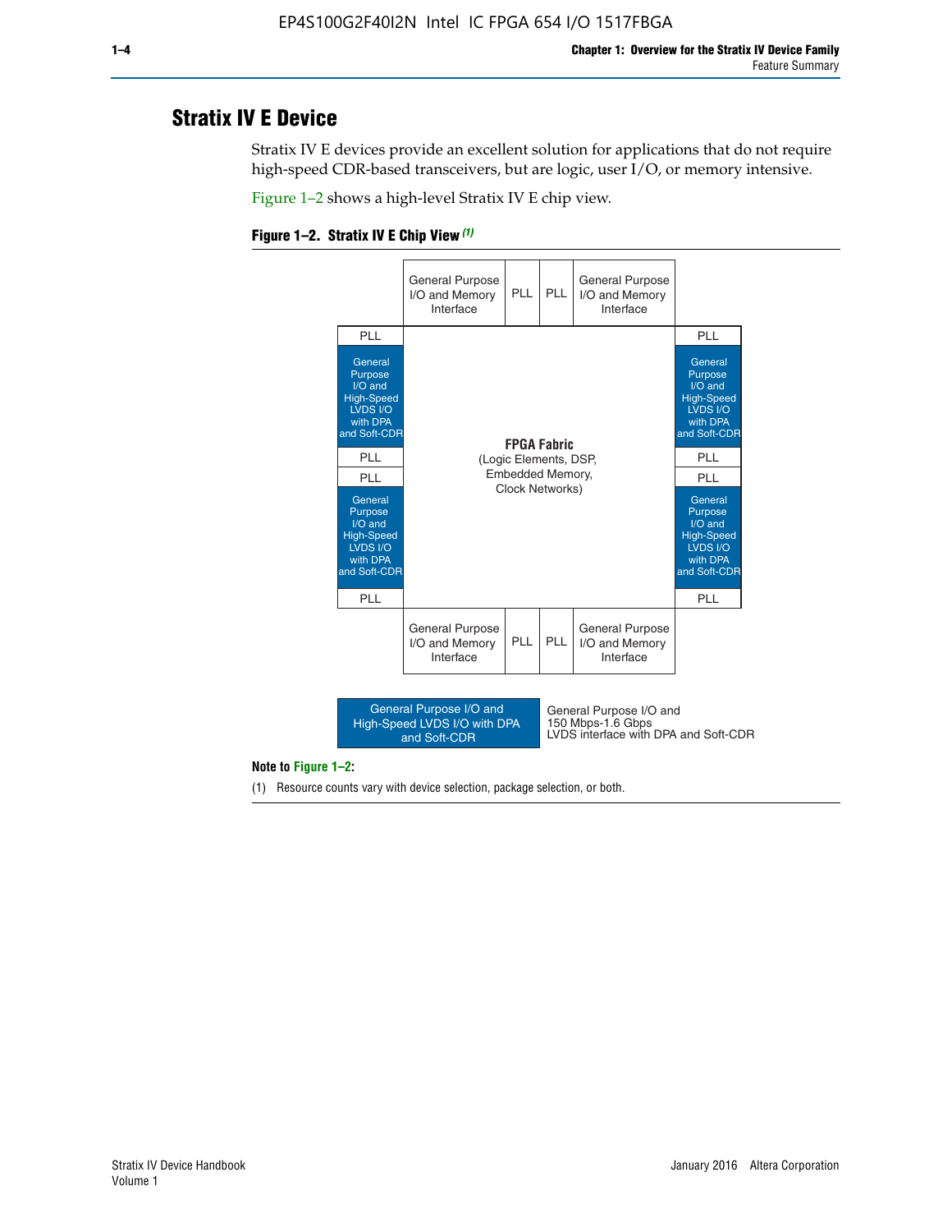## Stratix IV E Device

Stratix IV E devices provide an excellent solution for applications that do not require high-speed CDR-based transceivers, but are logic, user I/O, or memory intensive.

Figure 1–2 shows a high-level Stratix IV E chip view.

**Figure 1–2. Stratix IV E Chip View** *(1)*

| | General Purpose I/O and Memory Interface | PLL | PLL | General Purpose I/O and Memory Interface | |
|---|---|---|---|---|---|
| PLL | | | | | PLL |
| General Purpose I/O and High-Speed LVDS I/O with DPA and Soft-CDR | | | | | General Purpose I/O and High-Speed LVDS I/O with DPA and Soft-CDR |
| PLL | | **FPGA Fabric** (Logic Elements, DSP, Embedded Memory, Clock Networks) | | | PLL |
| PLL | | | | | PLL |
| General Purpose I/O and High-Speed LVDS I/O with DPA and Soft-CDR | | | | | General Purpose I/O and High-Speed LVDS I/O with DPA and Soft-CDR |
| PLL | | | | | PLL |
| | General Purpose I/O and Memory Interface | PLL | PLL | General Purpose I/O and Memory Interface | |

Legend: General Purpose I/O and High-Speed LVDS I/O with DPA and Soft-CDR — General Purpose I/O and 150 Mbps-1.6 Gbps LVDS interface with DPA and Soft-CDR

**Note to Figure 1–2:**

(1) Resource counts vary with device selection, package selection, or both.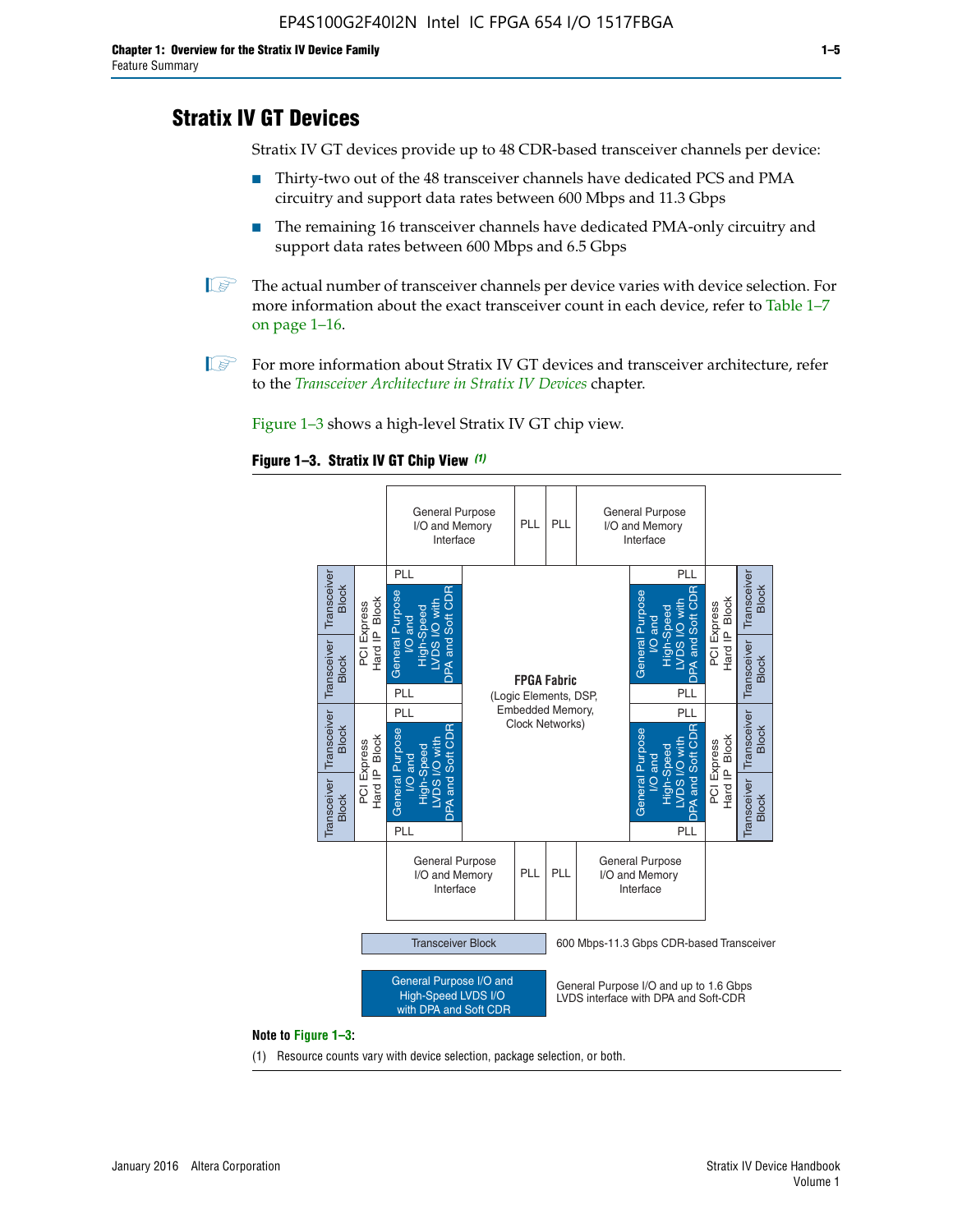## Stratix IV GT Devices

Stratix IV GT devices provide up to 48 CDR-based transceiver channels per device:

- Thirty-two out of the 48 transceiver channels have dedicated PCS and PMA circuitry and support data rates between 600 Mbps and 11.3 Gbps
- The remaining 16 transceiver channels have dedicated PMA-only circuitry and support data rates between 600 Mbps and 6.5 Gbps

The actual number of transceiver channels per device varies with device selection. For more information about the exact transceiver count in each device, refer to Table 1–7 on page 1–16.

For more information about Stratix IV GT devices and transceiver architecture, refer to the *Transceiver Architecture in Stratix IV Devices* chapter.

Figure 1–3 shows a high-level Stratix IV GT chip view.

**Figure 1–3. Stratix IV GT Chip View** *(1)*

**Note to Figure 1–3:**

(1) Resource counts vary with device selection, package selection, or both.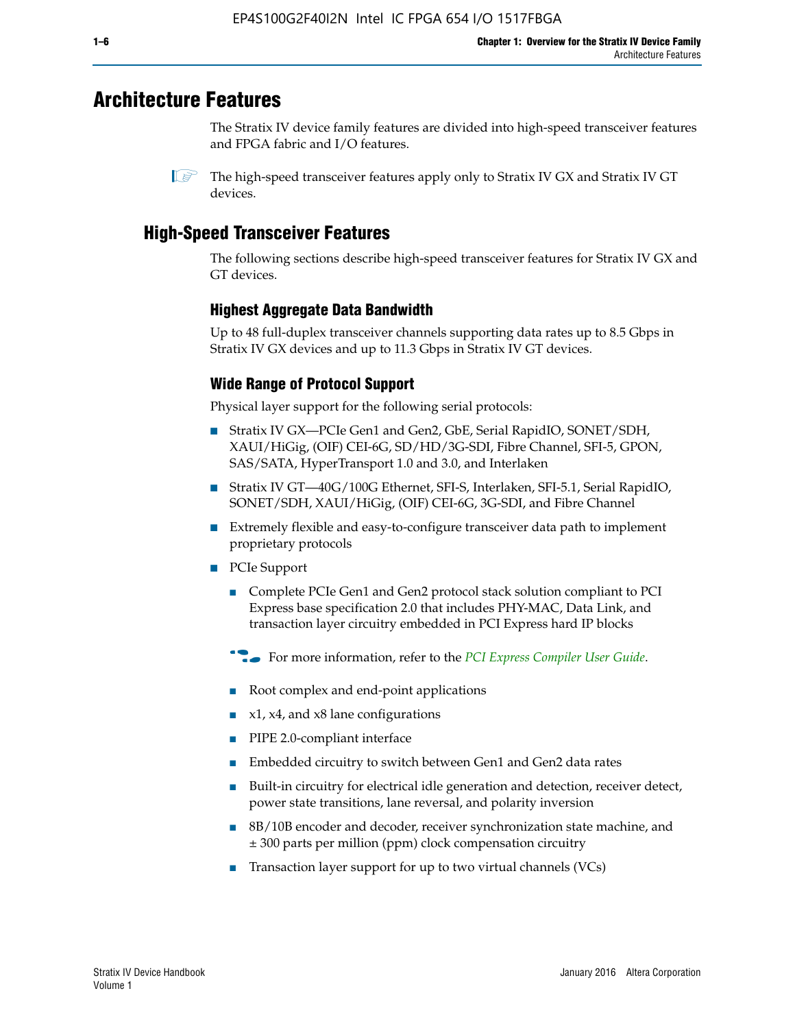# Architecture Features

The Stratix IV device family features are divided into high-speed transceiver features and FPGA fabric and I/O features.

The high-speed transceiver features apply only to Stratix IV GX and Stratix IV GT devices.

## High-Speed Transceiver Features

The following sections describe high-speed transceiver features for Stratix IV GX and GT devices.

### Highest Aggregate Data Bandwidth

Up to 48 full-duplex transceiver channels supporting data rates up to 8.5 Gbps in Stratix IV GX devices and up to 11.3 Gbps in Stratix IV GT devices.

### Wide Range of Protocol Support

Physical layer support for the following serial protocols:

- Stratix IV GX—PCIe Gen1 and Gen2, GbE, Serial RapidIO, SONET/SDH, XAUI/HiGig, (OIF) CEI-6G, SD/HD/3G-SDI, Fibre Channel, SFI-5, GPON, SAS/SATA, HyperTransport 1.0 and 3.0, and Interlaken
- Stratix IV GT—40G/100G Ethernet, SFI-S, Interlaken, SFI-5.1, Serial RapidIO, SONET/SDH, XAUI/HiGig, (OIF) CEI-6G, 3G-SDI, and Fibre Channel
- Extremely flexible and easy-to-configure transceiver data path to implement proprietary protocols
- PCIe Support
  - Complete PCIe Gen1 and Gen2 protocol stack solution compliant to PCI Express base specification 2.0 that includes PHY-MAC, Data Link, and transaction layer circuitry embedded in PCI Express hard IP blocks

  For more information, refer to the *PCI Express Compiler User Guide*.

  - Root complex and end-point applications
  - x1, x4, and x8 lane configurations
  - PIPE 2.0-compliant interface
  - Embedded circuitry to switch between Gen1 and Gen2 data rates
  - Built-in circuitry for electrical idle generation and detection, receiver detect, power state transitions, lane reversal, and polarity inversion
  - 8B/10B encoder and decoder, receiver synchronization state machine, and ± 300 parts per million (ppm) clock compensation circuitry
  - Transaction layer support for up to two virtual channels (VCs)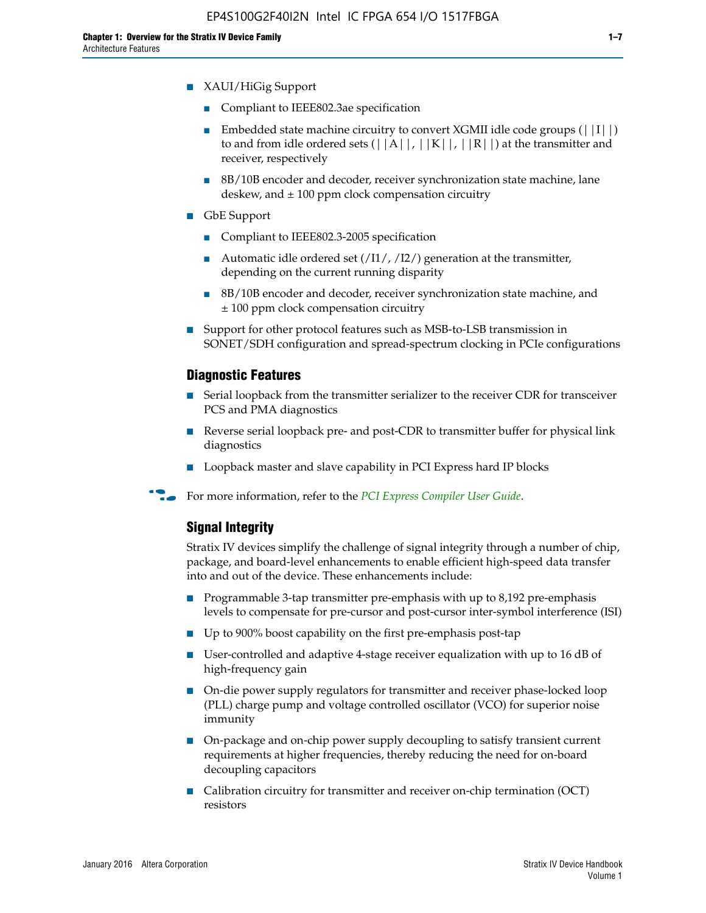- XAUI/HiGig Support
  - Compliant to IEEE802.3ae specification
  - Embedded state machine circuitry to convert XGMII idle code groups (||I||) to and from idle ordered sets (||A||, ||K||, ||R||) at the transmitter and receiver, respectively
  - 8B/10B encoder and decoder, receiver synchronization state machine, lane deskew, and ± 100 ppm clock compensation circuitry
- GbE Support
  - Compliant to IEEE802.3-2005 specification
  - Automatic idle ordered set (/I1/, /I2/) generation at the transmitter, depending on the current running disparity
  - 8B/10B encoder and decoder, receiver synchronization state machine, and ± 100 ppm clock compensation circuitry
- Support for other protocol features such as MSB-to-LSB transmission in SONET/SDH configuration and spread-spectrum clocking in PCIe configurations

### Diagnostic Features

- Serial loopback from the transmitter serializer to the receiver CDR for transceiver PCS and PMA diagnostics
- Reverse serial loopback pre- and post-CDR to transmitter buffer for physical link diagnostics
- Loopback master and slave capability in PCI Express hard IP blocks

For more information, refer to the *PCI Express Compiler User Guide*.

### Signal Integrity

Stratix IV devices simplify the challenge of signal integrity through a number of chip, package, and board-level enhancements to enable efficient high-speed data transfer into and out of the device. These enhancements include:

- Programmable 3-tap transmitter pre-emphasis with up to 8,192 pre-emphasis levels to compensate for pre-cursor and post-cursor inter-symbol interference (ISI)
- Up to 900% boost capability on the first pre-emphasis post-tap
- User-controlled and adaptive 4-stage receiver equalization with up to 16 dB of high-frequency gain
- On-die power supply regulators for transmitter and receiver phase-locked loop (PLL) charge pump and voltage controlled oscillator (VCO) for superior noise immunity
- On-package and on-chip power supply decoupling to satisfy transient current requirements at higher frequencies, thereby reducing the need for on-board decoupling capacitors
- Calibration circuitry for transmitter and receiver on-chip termination (OCT) resistors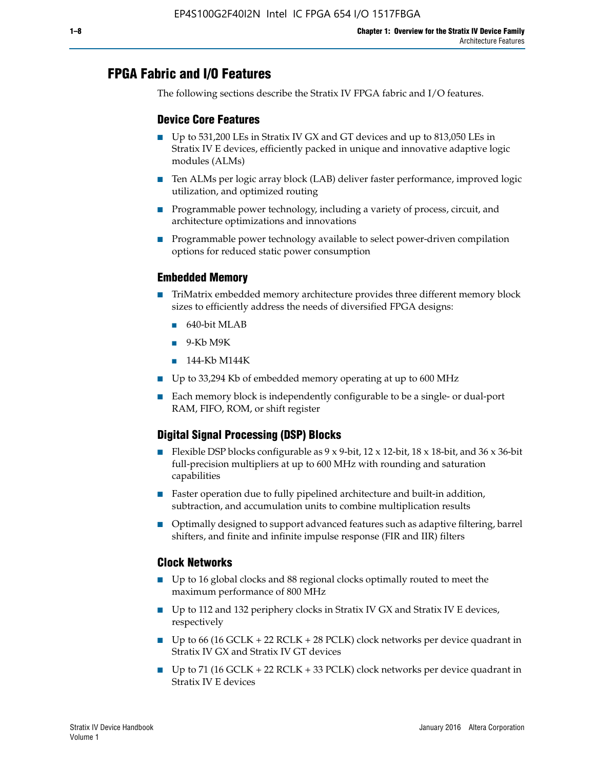## FPGA Fabric and I/O Features

The following sections describe the Stratix IV FPGA fabric and I/O features.

### Device Core Features

- Up to 531,200 LEs in Stratix IV GX and GT devices and up to 813,050 LEs in Stratix IV E devices, efficiently packed in unique and innovative adaptive logic modules (ALMs)
- Ten ALMs per logic array block (LAB) deliver faster performance, improved logic utilization, and optimized routing
- Programmable power technology, including a variety of process, circuit, and architecture optimizations and innovations
- Programmable power technology available to select power-driven compilation options for reduced static power consumption

### Embedded Memory

- TriMatrix embedded memory architecture provides three different memory block sizes to efficiently address the needs of diversified FPGA designs:
  - 640-bit MLAB
  - 9-Kb M9K
  - 144-Kb M144K
- Up to 33,294 Kb of embedded memory operating at up to 600 MHz
- Each memory block is independently configurable to be a single- or dual-port RAM, FIFO, ROM, or shift register

### Digital Signal Processing (DSP) Blocks

- Flexible DSP blocks configurable as 9 x 9-bit, 12 x 12-bit, 18 x 18-bit, and 36 x 36-bit full-precision multipliers at up to 600 MHz with rounding and saturation capabilities
- Faster operation due to fully pipelined architecture and built-in addition, subtraction, and accumulation units to combine multiplication results
- Optimally designed to support advanced features such as adaptive filtering, barrel shifters, and finite and infinite impulse response (FIR and IIR) filters

### Clock Networks

- Up to 16 global clocks and 88 regional clocks optimally routed to meet the maximum performance of 800 MHz
- Up to 112 and 132 periphery clocks in Stratix IV GX and Stratix IV E devices, respectively
- Up to 66 (16 GCLK + 22 RCLK + 28 PCLK) clock networks per device quadrant in Stratix IV GX and Stratix IV GT devices
- Up to 71 (16 GCLK + 22 RCLK + 33 PCLK) clock networks per device quadrant in Stratix IV E devices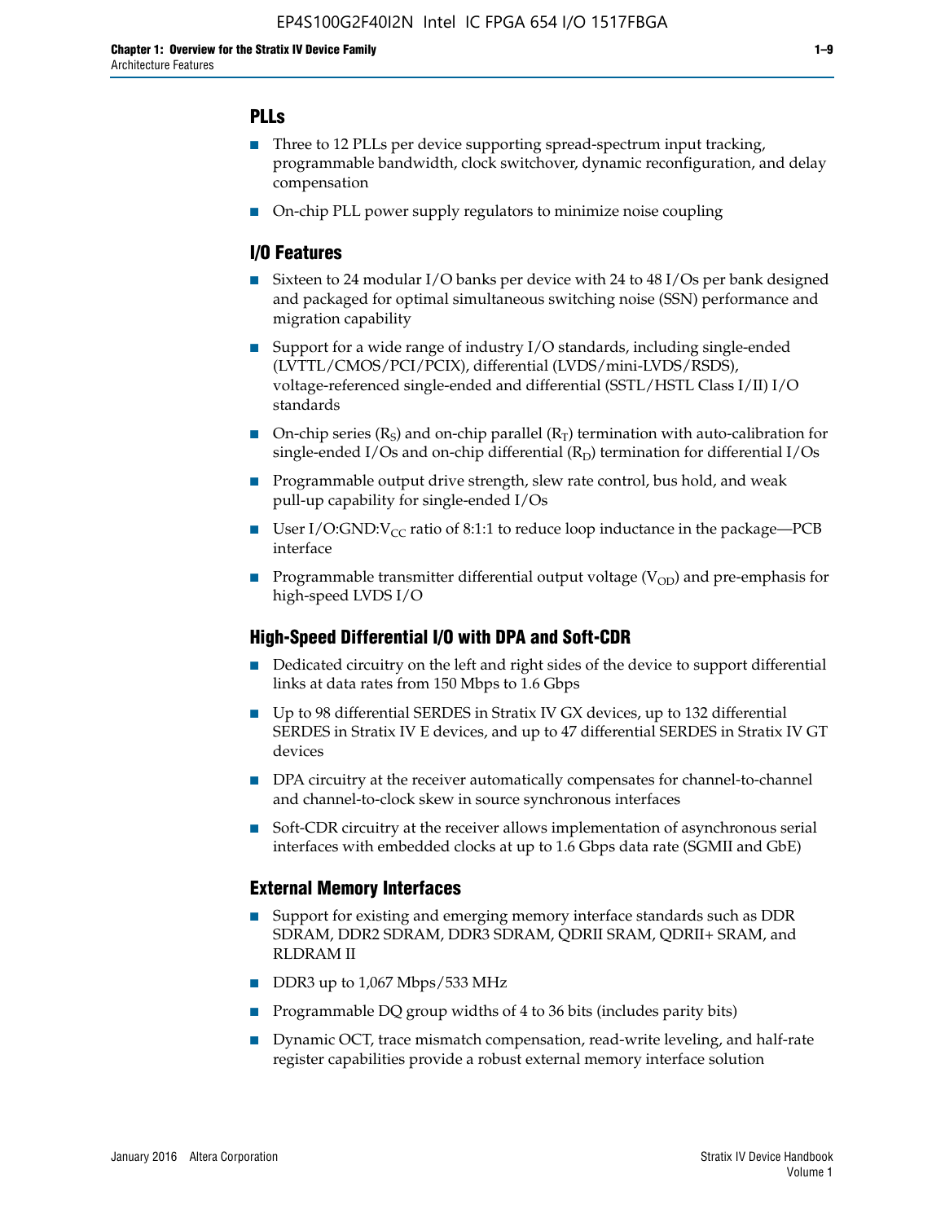## PLLs

- Three to 12 PLLs per device supporting spread-spectrum input tracking, programmable bandwidth, clock switchover, dynamic reconfiguration, and delay compensation
- On-chip PLL power supply regulators to minimize noise coupling

## I/O Features

- Sixteen to 24 modular I/O banks per device with 24 to 48 I/Os per bank designed and packaged for optimal simultaneous switching noise (SSN) performance and migration capability
- Support for a wide range of industry I/O standards, including single-ended (LVTTL/CMOS/PCI/PCIX), differential (LVDS/mini-LVDS/RSDS), voltage-referenced single-ended and differential (SSTL/HSTL Class I/II) I/O standards
- On-chip series ($R_S$) and on-chip parallel ($R_T$) termination with auto-calibration for single-ended I/Os and on-chip differential ($R_D$) termination for differential I/Os
- Programmable output drive strength, slew rate control, bus hold, and weak pull-up capability for single-ended I/Os
- User I/O:GND:$V_{CC}$ ratio of 8:1:1 to reduce loop inductance in the package—PCB interface
- Programmable transmitter differential output voltage ($V_{OD}$) and pre-emphasis for high-speed LVDS I/O

## High-Speed Differential I/O with DPA and Soft-CDR

- Dedicated circuitry on the left and right sides of the device to support differential links at data rates from 150 Mbps to 1.6 Gbps
- Up to 98 differential SERDES in Stratix IV GX devices, up to 132 differential SERDES in Stratix IV E devices, and up to 47 differential SERDES in Stratix IV GT devices
- DPA circuitry at the receiver automatically compensates for channel-to-channel and channel-to-clock skew in source synchronous interfaces
- Soft-CDR circuitry at the receiver allows implementation of asynchronous serial interfaces with embedded clocks at up to 1.6 Gbps data rate (SGMII and GbE)

## External Memory Interfaces

- Support for existing and emerging memory interface standards such as DDR SDRAM, DDR2 SDRAM, DDR3 SDRAM, QDRII SRAM, QDRII+ SRAM, and RLDRAM II
- DDR3 up to 1,067 Mbps/533 MHz
- Programmable DQ group widths of 4 to 36 bits (includes parity bits)
- Dynamic OCT, trace mismatch compensation, read-write leveling, and half-rate register capabilities provide a robust external memory interface solution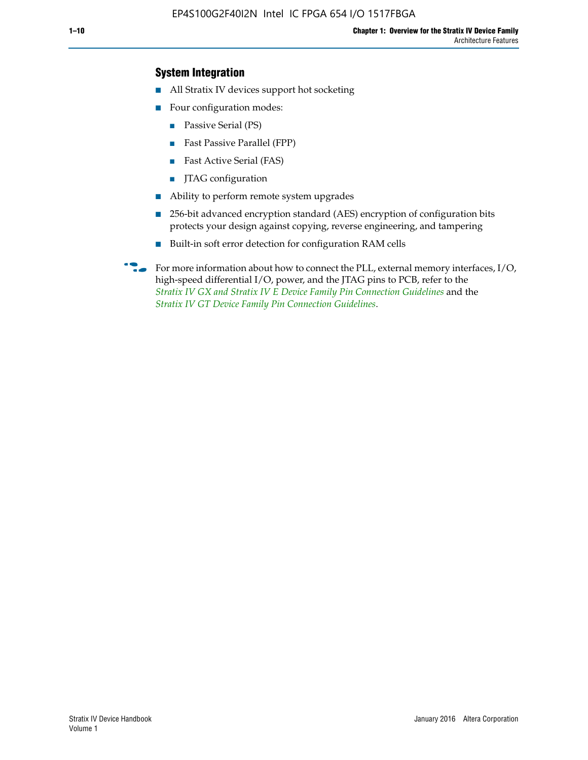### System Integration

- All Stratix IV devices support hot socketing
- Four configuration modes:
  - Passive Serial (PS)
  - Fast Passive Parallel (FPP)
  - Fast Active Serial (FAS)
  - JTAG configuration
- Ability to perform remote system upgrades
- 256-bit advanced encryption standard (AES) encryption of configuration bits protects your design against copying, reverse engineering, and tampering
- Built-in soft error detection for configuration RAM cells

For more information about how to connect the PLL, external memory interfaces, I/O, high-speed differential I/O, power, and the JTAG pins to PCB, refer to the *Stratix IV GX and Stratix IV E Device Family Pin Connection Guidelines* and the *Stratix IV GT Device Family Pin Connection Guidelines*.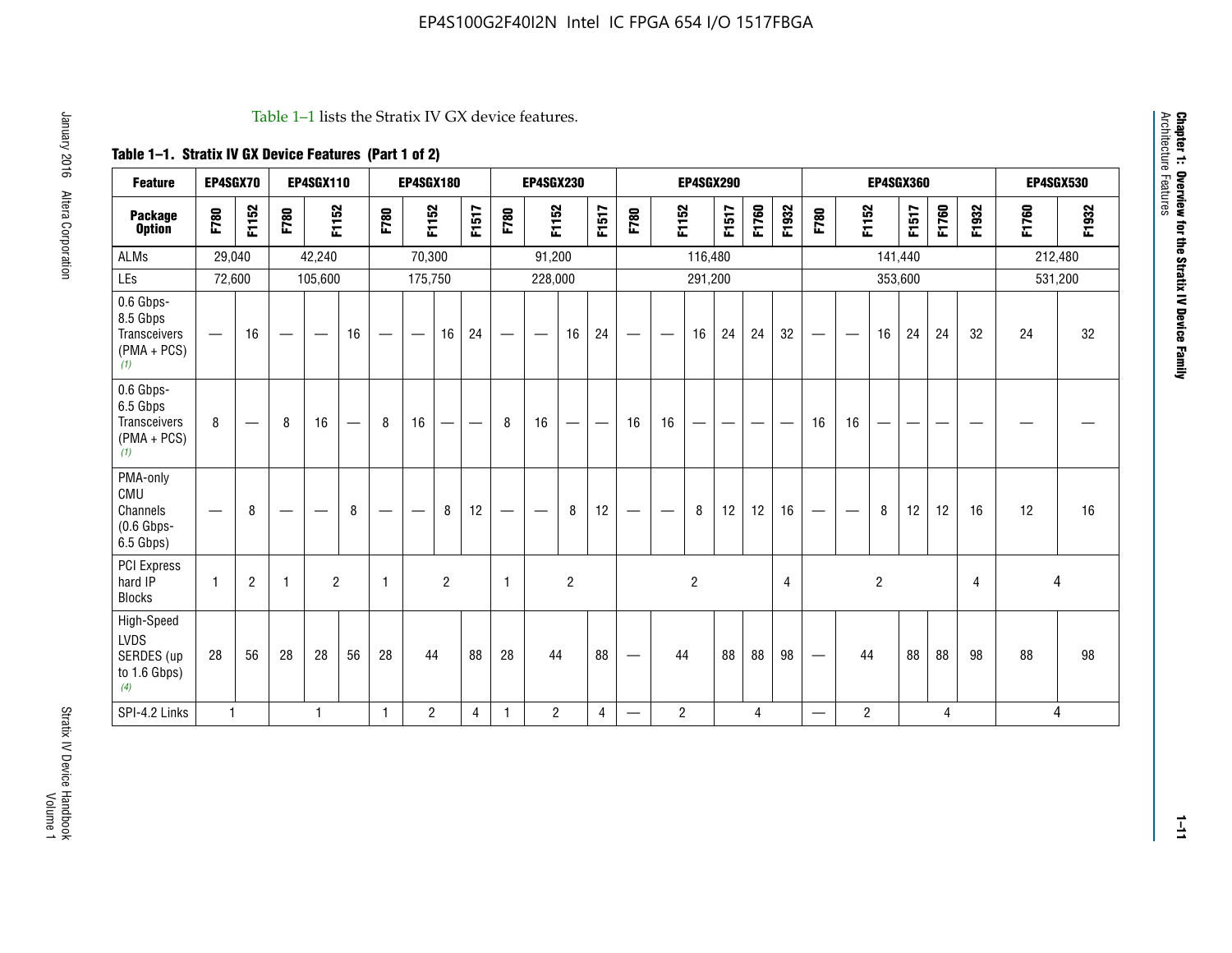Table 1–1 lists the Stratix IV GX device features.

**Table 1–1. Stratix IV GX Device Features (Part 1 of 2)**

| Feature | EP4SGX70 | | EP4SGX110 | | | EP4SGX180 | | | | EP4SGX230 | | | | EP4SGX290 | | | | | | EP4SGX360 | | | | | | EP4SGX530 | |
|---|---|---|---|---|---|---|---|---|---|---|---|---|---|---|---|---|---|---|---|---|---|---|---|---|---|---|---|
| **Package Option** | F780 | F1152 | F780 | F1152 | | F780 | F1152 | | F1517 | F780 | F1152 | | F1517 | F780 | F1152 | | F1517 | F1760 | F1932 | F780 | F1152 | | F1517 | F1760 | F1932 | F1760 | F1932 |
| ALMs | 29,040 | | 42,240 | | | 70,300 | | | | 91,200 | | | | 116,480 | | | | | | 141,440 | | | | | | 212,480 | |
| LEs | 72,600 | | 105,600 | | | 175,750 | | | | 228,000 | | | | 291,200 | | | | | | 353,600 | | | | | | 531,200 | |
| 0.6 Gbps-8.5 Gbps Transceivers (PMA + PCS) (1) | — | 16 | — | — | 16 | — | — | 16 | 24 | — | — | 16 | 24 | — | — | 16 | 24 | 24 | 32 | — | — | 16 | 24 | 24 | 32 | 24 | 32 |
| 0.6 Gbps-6.5 Gbps Transceivers (PMA + PCS) (1) | 8 | — | 8 | 16 | — | 8 | 16 | — | — | 8 | 16 | — | — | 16 | 16 | — | — | — | — | 16 | 16 | — | — | — | — | — | — |
| PMA-only CMU Channels (0.6 Gbps-6.5 Gbps) | — | 8 | — | — | 8 | — | — | 8 | 12 | — | — | 8 | 12 | — | — | 8 | 12 | 12 | 16 | — | — | 8 | 12 | 12 | 16 | 12 | 16 |
| PCI Express hard IP Blocks | 1 | 2 | 1 | 2 | | 1 | 2 | | | 1 | 2 | | | 2 | | | | | 4 | 2 | | | | | 4 | 4 | |
| High-Speed LVDS SERDES (up to 1.6 Gbps) (4) | 28 | 56 | 28 | 28 | 56 | 28 | 44 | | 88 | 28 | 44 | | 88 | — | 44 | | 88 | 88 | 98 | — | 44 | | 88 | 88 | 98 | 88 | 98 |
| SPI-4.2 Links | 1 | | 1 | | | 1 | 2 | | 4 | 1 | 2 | | 4 | — | 2 | | 4 | | | — | 2 | | 4 | | | 4 | |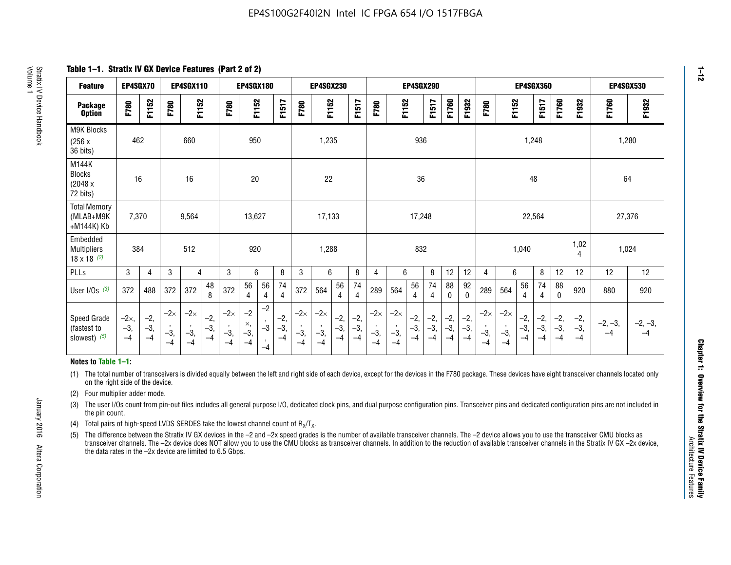## Table 1–1. Stratix IV GX Device Features (Part 2 of 2)

| Feature | EP4SGX70 | | EP4SGX110 | | | EP4SGX180 | | | | EP4SGX230 | | | | EP4SGX290 | | | | | | EP4SGX360 | | | | | | EP4SGX530 | |
|---|---|---|---|---|---|---|---|---|---|---|---|---|---|---|---|---|---|---|---|---|---|---|---|---|---|---|---|
| Package Option | F780 | F1152 | F780 | F1152 | | F780 | F1152 | | F1517 | F780 | F1152 | | F1517 | F780 | F1152 | | F1517 | F1760 | F1932 | F780 | F1152 | | F1517 | F1760 | F1932 | F1760 | F1932 |
| M9K Blocks (256 x 36 bits) | 462 | | 660 | | | 950 | | | | 1,235 | | | | 936 | | | | | | 1,248 | | | | | | 1,280 | |
| M144K Blocks (2048 x 72 bits) | 16 | | 16 | | | 20 | | | | 22 | | | | 36 | | | | | | 48 | | | | | | 64 | |
| Total Memory (MLAB+M9K +M144K) Kb | 7,370 | | 9,564 | | | 13,627 | | | | 17,133 | | | | 17,248 | | | | | | 22,564 | | | | | | 27,376 | |
| Embedded Multipliers 18 x 18 (2) | 384 | | 512 | | | 920 | | | | 1,288 | | | | 832 | | | | | | 1,040 | | | | | 1,024 | 1,024 | |
| PLLs | 3 | 4 | 3 | 4 | | 3 | 6 | | 8 | 3 | 6 | | 8 | 4 | 6 | | 8 | 12 | 12 | 4 | 6 | | 8 | 12 | 12 | 12 | 12 |
| User I/Os (3) | 372 | 488 | 372 | 372 | 488 | 372 | 564 | 564 | 744 | 372 | 564 | 564 | 744 | 289 | 564 | 564 | 744 | 880 | 920 | 289 | 564 | 564 | 744 | 880 | 920 | 880 | 920 |
| Speed Grade (fastest to slowest) (5) | −2×, −3, −4 | −2, −3, −4 | −2×, −3, −4 | −2×, −3, −4 | −2, −3, −4 | −2×, −3, −4 | −2×, −3, −4 | −2, −3, −4 | −2, −3, −4 | −2×, −3, −4 | −2×, −3, −4 | −2, −3, −4 | −2, −3, −4 | −2×, −3, −4 | −2×, −3, −4 | −2, −3, −4 | −2, −3, −4 | −2, −3, −4 | −2, −3, −4 | −2×, −3, −4 | −2×, −3, −4 | −2, −3, −4 | −2, −3, −4 | −2, −3, −4 | −2, −3, −4 | −2, −3, −4 | −2, −3, −4 |

**Notes to Table 1–1:**

(1) The total number of transceivers is divided equally between the left and right side of each device, except for the devices in the F780 package. These devices have eight transceiver channels located only on the right side of the device.

(2) Four multiplier adder mode.

(3) The user I/Os count from pin-out files includes all general purpose I/O, dedicated clock pins, and dual purpose configuration pins. Transceiver pins and dedicated configuration pins are not included in the pin count.

(4) Total pairs of high-speed LVDS SERDES take the lowest channel count of $R_X/T_X$.

(5) The difference between the Stratix IV GX devices in the –2 and –2x speed grades is the number of available transceiver channels. The –2 device allows you to use the transceiver CMU blocks as transceiver channels. The –2x device does NOT allow you to use the CMU blocks as transceiver channels. In addition to the reduction of available transceiver channels in the Stratix IV GX –2x device, the data rates in the –2x device are limited to 6.5 Gbps.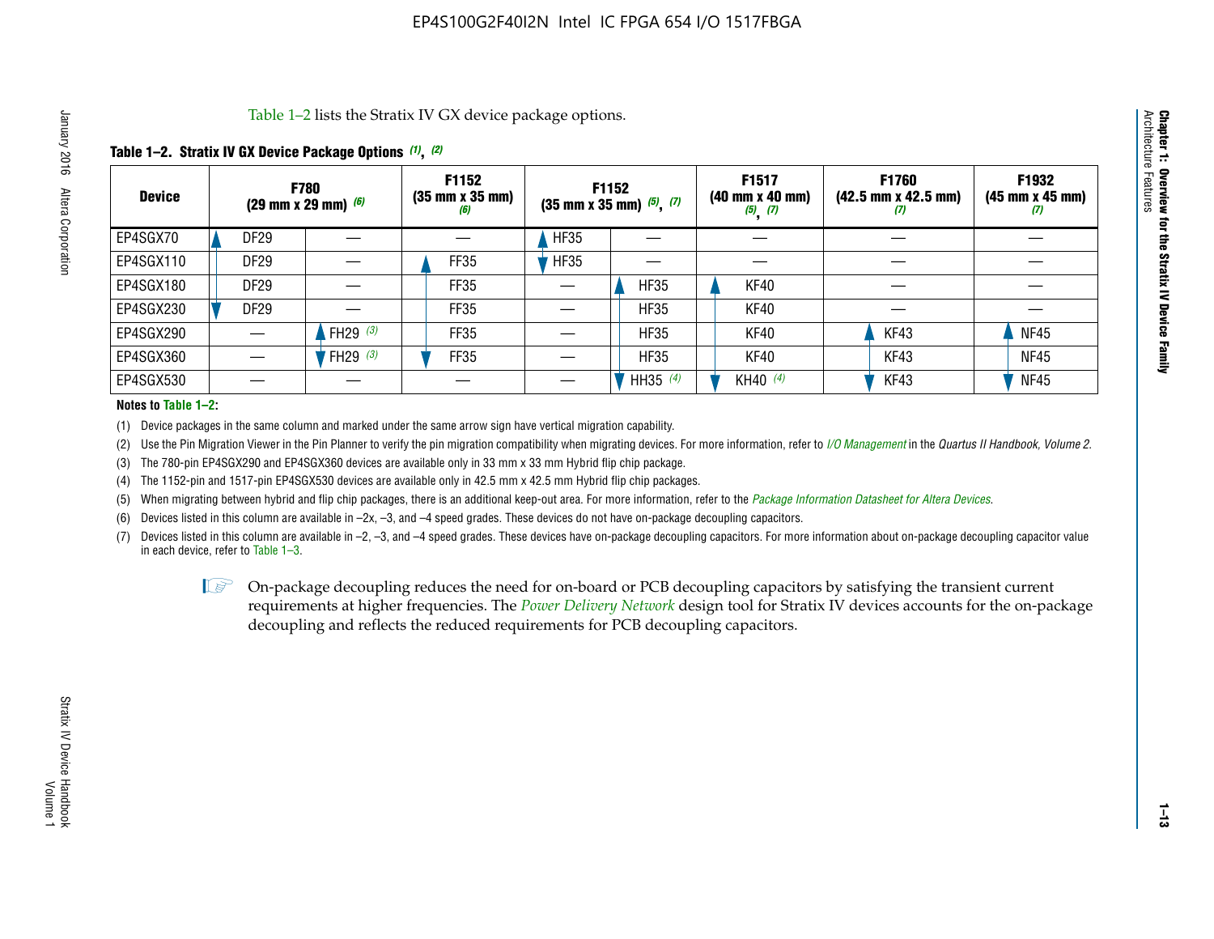Table 1–2 lists the Stratix IV GX device package options.

**Table 1–2. Stratix IV GX Device Package Options (1), (2)**

| Device | F780 (29 mm x 29 mm) (6) | | F1152 (35 mm x 35 mm) (6) | F1152 (35 mm x 35 mm) (5), (7) | | F1517 (40 mm x 40 mm) (5), (7) | F1760 (42.5 mm x 42.5 mm) (7) | F1932 (45 mm x 45 mm) (7) |
|---|---|---|---|---|---|---|---|---|
| EP4SGX70 | DF29 | — | — | HF35 | — | — | — | — |
| EP4SGX110 | DF29 | — | FF35 | HF35 | — | — | — | — |
| EP4SGX180 | DF29 | — | FF35 | — | HF35 | KF40 | — | — |
| EP4SGX230 | DF29 | — | FF35 | — | HF35 | KF40 | — | — |
| EP4SGX290 | — | FH29 (3) | FF35 | — | HF35 | KF40 | KF43 | NF45 |
| EP4SGX360 | — | FH29 (3) | FF35 | — | HF35 | KF40 | KF43 | NF45 |
| EP4SGX530 | — | — | — | — | HH35 (4) | KH40 (4) | KF43 | NF45 |

**Notes to Table 1–2:**

(1) Device packages in the same column and marked under the same arrow sign have vertical migration capability.

(2) Use the Pin Migration Viewer in the Pin Planner to verify the pin migration compatibility when migrating devices. For more information, refer to *I/O Management* in the *Quartus II Handbook, Volume 2*.

(3) The 780-pin EP4SGX290 and EP4SGX360 devices are available only in 33 mm x 33 mm Hybrid flip chip package.

(4) The 1152-pin and 1517-pin EP4SGX530 devices are available only in 42.5 mm x 42.5 mm Hybrid flip chip packages.

(5) When migrating between hybrid and flip chip packages, there is an additional keep-out area. For more information, refer to the *Package Information Datasheet for Altera Devices*.

(6) Devices listed in this column are available in –2x, –3, and –4 speed grades. These devices do not have on-package decoupling capacitors.

(7) Devices listed in this column are available in –2, –3, and –4 speed grades. These devices have on-package decoupling capacitors. For more information about on-package decoupling capacitor value in each device, refer to Table 1–3.

On-package decoupling reduces the need for on-board or PCB decoupling capacitors by satisfying the transient current requirements at higher frequencies. The *Power Delivery Network* design tool for Stratix IV devices accounts for the on-package decoupling and reflects the reduced requirements for PCB decoupling capacitors.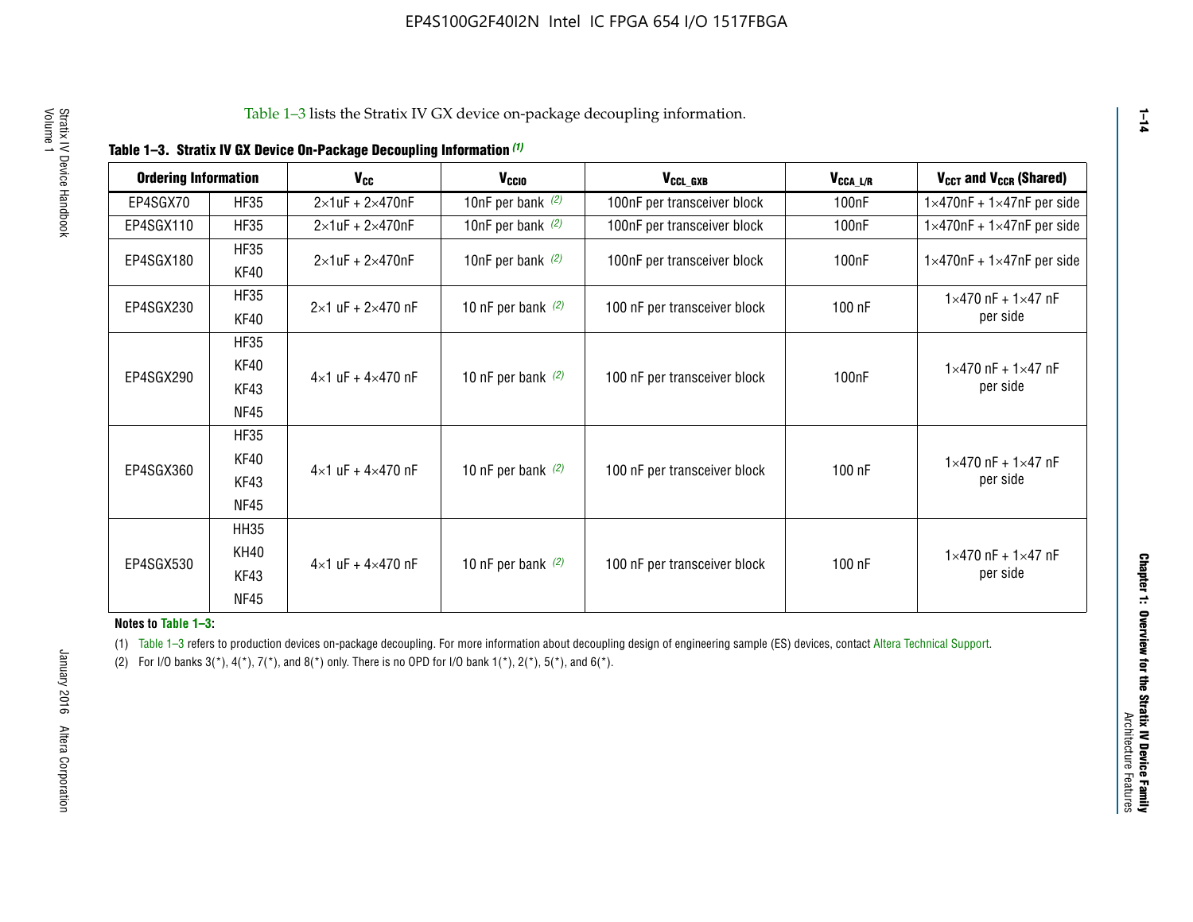Table 1–3 lists the Stratix IV GX device on-package decoupling information.

**Table 1–3. Stratix IV GX Device On-Package Decoupling Information (1)**

| Ordering Information | | $V_{CC}$ | $V_{CCIO}$ | $V_{CCL\_GXB}$ | $V_{CCA\_L/R}$ | $V_{CCT}$ and $V_{CCR}$ (Shared) |
|---|---|---|---|---|---|---|
| EP4SGX70 | HF35 | 2×1uF + 2×470nF | 10nF per bank (2) | 100nF per transceiver block | 100nF | 1×470nF + 1×47nF per side |
| EP4SGX110 | HF35 | 2×1uF + 2×470nF | 10nF per bank (2) | 100nF per transceiver block | 100nF | 1×470nF + 1×47nF per side |
| EP4SGX180 | HF35<br>KF40 | 2×1uF + 2×470nF | 10nF per bank (2) | 100nF per transceiver block | 100nF | 1×470nF + 1×47nF per side |
| EP4SGX230 | HF35<br>KF40 | 2×1 uF + 2×470 nF | 10 nF per bank (2) | 100 nF per transceiver block | 100 nF | 1×470 nF + 1×47 nF per side |
| EP4SGX290 | HF35<br>KF40<br>KF43<br>NF45 | 4×1 uF + 4×470 nF | 10 nF per bank (2) | 100 nF per transceiver block | 100nF | 1×470 nF + 1×47 nF per side |
| EP4SGX360 | HF35<br>KF40<br>KF43<br>NF45 | 4×1 uF + 4×470 nF | 10 nF per bank (2) | 100 nF per transceiver block | 100 nF | 1×470 nF + 1×47 nF per side |
| EP4SGX530 | HH35<br>KH40<br>KF43<br>NF45 | 4×1 uF + 4×470 nF | 10 nF per bank (2) | 100 nF per transceiver block | 100 nF | 1×470 nF + 1×47 nF per side |

**Notes to Table 1–3:**

(1) Table 1–3 refers to production devices on-package decoupling. For more information about decoupling design of engineering sample (ES) devices, contact Altera Technical Support.

(2) For I/O banks 3(*), 4(*), 7(*), and 8(*) only. There is no OPD for I/O bank 1(*), 2(*), 5(*), and 6(*).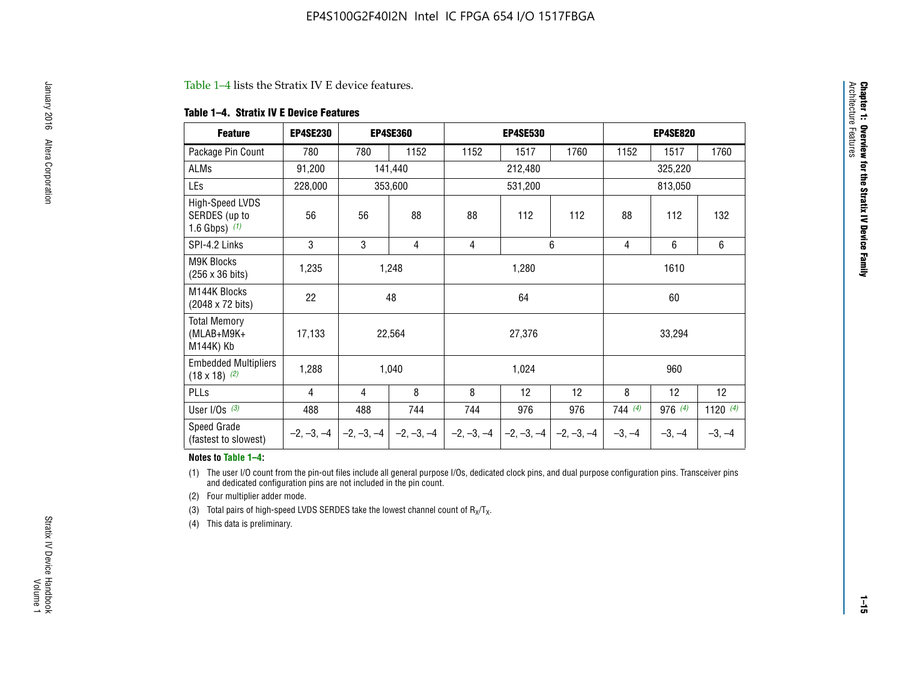Table 1–4 lists the Stratix IV E device features.

**Table 1–4. Stratix IV E Device Features**

| Feature | EP4SE230 | EP4SE360 | | EP4SE530 | | | EP4SE820 | | |
|---|---|---|---|---|---|---|---|---|---|
| Package Pin Count | 780 | 780 | 1152 | 1152 | 1517 | 1760 | 1152 | 1517 | 1760 |
| ALMs | 91,200 | 141,440 | | 212,480 | | | 325,220 | | |
| LEs | 228,000 | 353,600 | | 531,200 | | | 813,050 | | |
| High-Speed LVDS SERDES (up to 1.6 Gbps) (1) | 56 | 56 | 88 | 88 | 112 | 112 | 88 | 112 | 132 |
| SPI-4.2 Links | 3 | 3 | 4 | 4 | 6 | | 4 | 6 | 6 |
| M9K Blocks (256 x 36 bits) | 1,235 | 1,248 | | 1,280 | | | 1610 | | |
| M144K Blocks (2048 x 72 bits) | 22 | 48 | | 64 | | | 60 | | |
| Total Memory (MLAB+M9K+ M144K) Kb | 17,133 | 22,564 | | 27,376 | | | 33,294 | | |
| Embedded Multipliers (18 x 18) (2) | 1,288 | 1,040 | | 1,024 | | | 960 | | |
| PLLs | 4 | 4 | 8 | 8 | 12 | 12 | 8 | 12 | 12 |
| User I/Os (3) | 488 | 488 | 744 | 744 | 976 | 976 | 744 (4) | 976 (4) | 1120 (4) |
| Speed Grade (fastest to slowest) | –2, –3, –4 | –2, –3, –4 | –2, –3, –4 | –2, –3, –4 | –2, –3, –4 | –2, –3, –4 | –3, –4 | –3, –4 | –3, –4 |

**Notes to Table 1–4:**

(1) The user I/O count from the pin-out files include all general purpose I/Os, dedicated clock pins, and dual purpose configuration pins. Transceiver pins and dedicated configuration pins are not included in the pin count.

(2) Four multiplier adder mode.

(3) Total pairs of high-speed LVDS SERDES take the lowest channel count of $R_X/T_X$.

(4) This data is preliminary.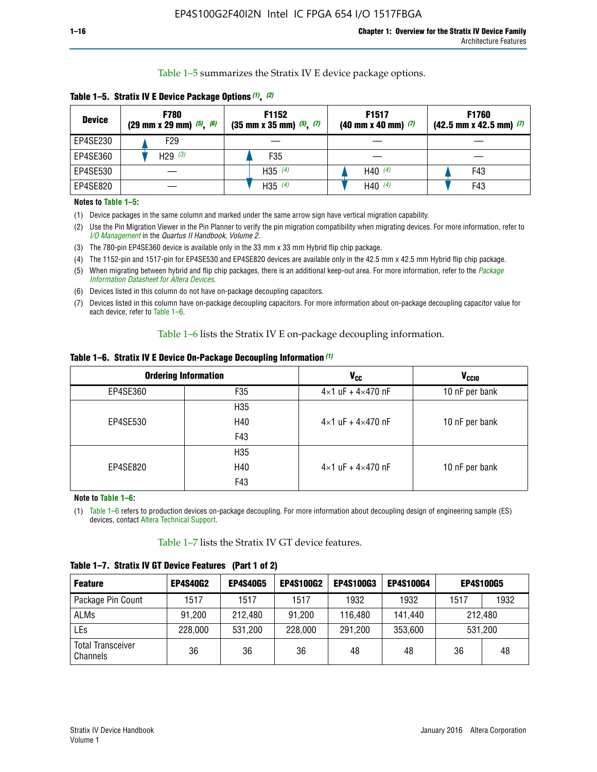Table 1–5 summarizes the Stratix IV E device package options.

**Table 1–5. Stratix IV E Device Package Options (1), (2)**

| Device | F780 (29 mm x 29 mm) (5), (6) | F1152 (35 mm x 35 mm) (5), (7) | F1517 (40 mm x 40 mm) (7) | F1760 (42.5 mm x 42.5 mm) (7) |
|---|---|---|---|---|
| EP4SE230 | F29 | — | — | — |
| EP4SE360 | H29 (3) | F35 | — | — |
| EP4SE530 | — | H35 (4) | H40 (4) | F43 |
| EP4SE820 | — | H35 (4) | H40 (4) | F43 |

**Notes to Table 1–5:**

(1) Device packages in the same column and marked under the same arrow sign have vertical migration capability.

(2) Use the Pin Migration Viewer in the Pin Planner to verify the pin migration compatibility when migrating devices. For more information, refer to *I/O Management* in the *Quartus II Handbook, Volume 2*.

(3) The 780-pin EP4SE360 device is available only in the 33 mm x 33 mm Hybrid flip chip package.

(4) The 1152-pin and 1517-pin for EP4SE530 and EP4SE820 devices are available only in the 42.5 mm x 42.5 mm Hybrid flip chip package.

(5) When migrating between hybrid and flip chip packages, there is an additional keep-out area. For more information, refer to the *Package Information Datasheet for Altera Devices*.

(6) Devices listed in this column do not have on-package decoupling capacitors.

(7) Devices listed in this column have on-package decoupling capacitors. For more information about on-package decoupling capacitor value for each device, refer to Table 1–6.

Table 1–6 lists the Stratix IV E on-package decoupling information.

**Table 1–6. Stratix IV E Device On-Package Decoupling Information (1)**

| Ordering Information | | $V_{CC}$ | $V_{CCIO}$ |
|---|---|---|---|
| EP4SE360 | F35 | 4×1 uF + 4×470 nF | 10 nF per bank |
| EP4SE530 | H35<br>H40<br>F43 | 4×1 uF + 4×470 nF | 10 nF per bank |
| EP4SE820 | H35<br>H40<br>F43 | 4×1 uF + 4×470 nF | 10 nF per bank |

**Note to Table 1–6:**

(1) Table 1–6 refers to production devices on-package decoupling. For more information about decoupling design of engineering sample (ES) devices, contact Altera Technical Support.

Table 1–7 lists the Stratix IV GT device features.

**Table 1–7. Stratix IV GT Device Features (Part 1 of 2)**

| Feature | EP4S40G2 | EP4S40G5 | EP4S100G2 | EP4S100G3 | EP4S100G4 | EP4S100G5 | |
|---|---|---|---|---|---|---|---|
| Package Pin Count | 1517 | 1517 | 1517 | 1932 | 1932 | 1517 | 1932 |
| ALMs | 91,200 | 212,480 | 91,200 | 116,480 | 141,440 | 212,480 | |
| LEs | 228,000 | 531,200 | 228,000 | 291,200 | 353,600 | 531,200 | |
| Total Transceiver Channels | 36 | 36 | 36 | 48 | 48 | 36 | 48 |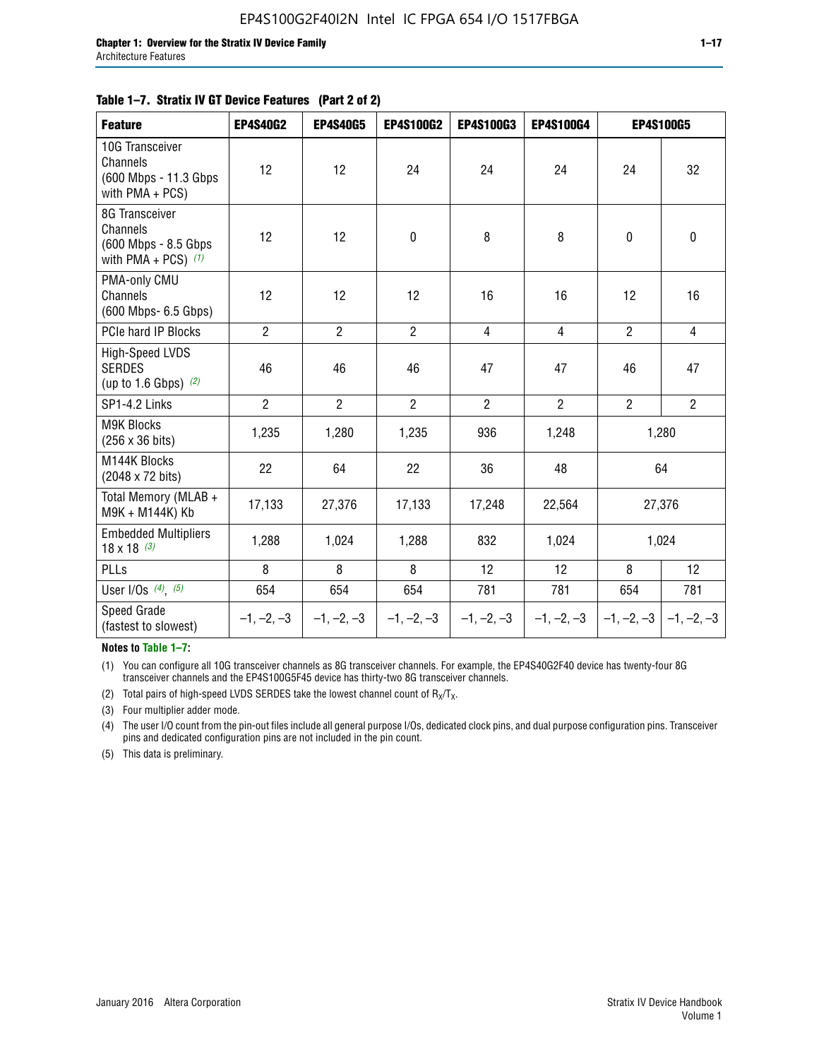**Table 1–7. Stratix IV GT Device Features (Part 2 of 2)**

| Feature | EP4S40G2 | EP4S40G5 | EP4S100G2 | EP4S100G3 | EP4S100G4 | EP4S100G5 | |
|---|---|---|---|---|---|---|---|
| 10G Transceiver Channels (600 Mbps - 11.3 Gbps with PMA + PCS) | 12 | 12 | 24 | 24 | 24 | 24 | 32 |
| 8G Transceiver Channels (600 Mbps - 8.5 Gbps with PMA + PCS) (1) | 12 | 12 | 0 | 8 | 8 | 0 | 0 |
| PMA-only CMU Channels (600 Mbps- 6.5 Gbps) | 12 | 12 | 12 | 16 | 16 | 12 | 16 |
| PCIe hard IP Blocks | 2 | 2 | 2 | 4 | 4 | 2 | 4 |
| High-Speed LVDS SERDES (up to 1.6 Gbps) (2) | 46 | 46 | 46 | 47 | 47 | 46 | 47 |
| SP1-4.2 Links | 2 | 2 | 2 | 2 | 2 | 2 | 2 |
| M9K Blocks (256 x 36 bits) | 1,235 | 1,280 | 1,235 | 936 | 1,248 | 1,280 | |
| M144K Blocks (2048 x 72 bits) | 22 | 64 | 22 | 36 | 48 | 64 | |
| Total Memory (MLAB + M9K + M144K) Kb | 17,133 | 27,376 | 17,133 | 17,248 | 22,564 | 27,376 | |
| Embedded Multipliers 18 x 18 (3) | 1,288 | 1,024 | 1,288 | 832 | 1,024 | 1,024 | |
| PLLs | 8 | 8 | 8 | 12 | 12 | 8 | 12 |
| User I/Os (4), (5) | 654 | 654 | 654 | 781 | 781 | 654 | 781 |
| Speed Grade (fastest to slowest) | –1, –2, –3 | –1, –2, –3 | –1, –2, –3 | –1, –2, –3 | –1, –2, –3 | –1, –2, –3 | –1, –2, –3 |

**Notes to Table 1–7:**

(1) You can configure all 10G transceiver channels as 8G transceiver channels. For example, the EP4S40G2F40 device has twenty-four 8G transceiver channels and the EP4S100G5F45 device has thirty-two 8G transceiver channels.

(2) Total pairs of high-speed LVDS SERDES take the lowest channel count of $R_X/T_X$.

(3) Four multiplier adder mode.

(4) The user I/O count from the pin-out files include all general purpose I/Os, dedicated clock pins, and dual purpose configuration pins. Transceiver pins and dedicated configuration pins are not included in the pin count.

(5) This data is preliminary.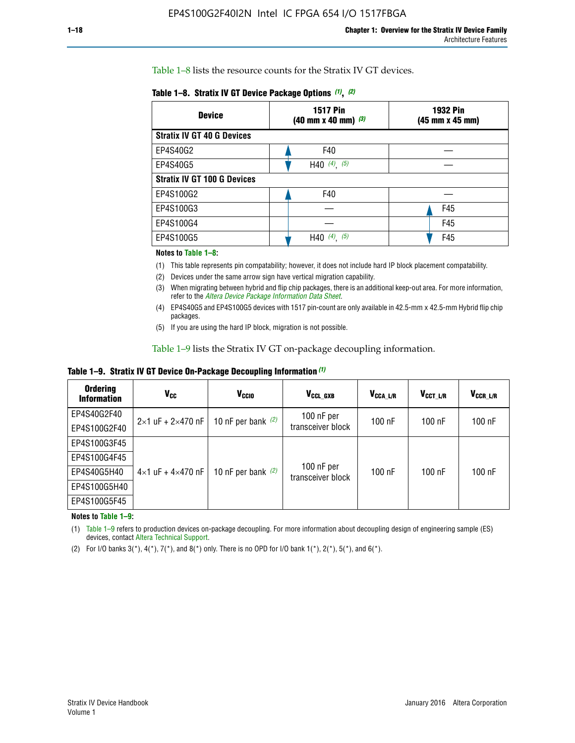Table 1–8 lists the resource counts for the Stratix IV GT devices.

**Table 1–8. Stratix IV GT Device Package Options (1), (2)**

| Device | 1517 Pin (40 mm x 40 mm) (3) | 1932 Pin (45 mm x 45 mm) |
|---|---|---|
| **Stratix IV GT 40 G Devices** | | |
| EP4S40G2 | F40 | — |
| EP4S40G5 | H40 (4), (5) | — |
| **Stratix IV GT 100 G Devices** | | |
| EP4S100G2 | F40 | — |
| EP4S100G3 | — | F45 |
| EP4S100G4 | — | F45 |
| EP4S100G5 | H40 (4), (5) | F45 |

**Notes to Table 1–8:**

(1) This table represents pin compatability; however, it does not include hard IP block placement compatability.

(2) Devices under the same arrow sign have vertical migration capability.

(3) When migrating between hybrid and flip chip packages, there is an additional keep-out area. For more information, refer to the *Altera Device Package Information Data Sheet*.

(4) EP4S40G5 and EP4S100G5 devices with 1517 pin-count are only available in 42.5-mm x 42.5-mm Hybrid flip chip packages.

(5) If you are using the hard IP block, migration is not possible.

Table 1–9 lists the Stratix IV GT on-package decoupling information.

**Table 1–9. Stratix IV GT Device On-Package Decoupling Information (1)**

| Ordering Information | $V_{CC}$ | $V_{CCIO}$ | $V_{CCL\_GXB}$ | $V_{CCA\_L/R}$ | $V_{CCT\_L/R}$ | $V_{CCR\_L/R}$ |
|---|---|---|---|---|---|---|
| EP4S40G2F40 | 2×1 uF + 2×470 nF | 10 nF per bank (2) | 100 nF per transceiver block | 100 nF | 100 nF | 100 nF |
| EP4S100G2F40 | | | | | | |
| EP4S100G3F45 | 4×1 uF + 4×470 nF | 10 nF per bank (2) | 100 nF per transceiver block | 100 nF | 100 nF | 100 nF |
| EP4S100G4F45 | | | | | | |
| EP4S40G5H40 | | | | | | |
| EP4S100G5H40 | | | | | | |
| EP4S100G5F45 | | | | | | |

**Notes to Table 1–9:**

(1) Table 1–9 refers to production devices on-package decoupling. For more information about decoupling design of engineering sample (ES) devices, contact Altera Technical Support.

(2) For I/O banks 3(*), 4(*), 7(*), and 8(*) only. There is no OPD for I/O bank 1(*), 2(*), 5(*), and 6(*).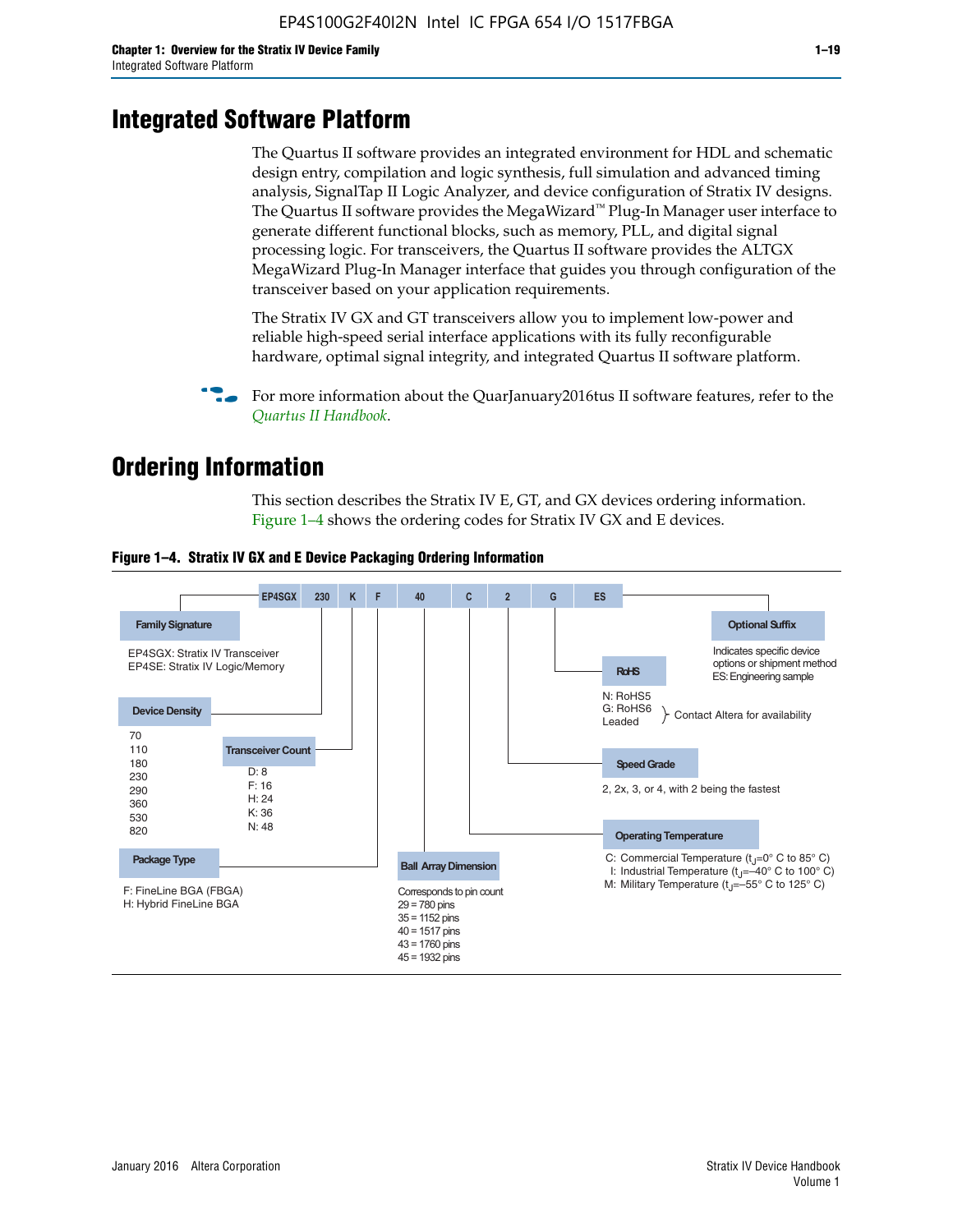# Integrated Software Platform

The Quartus II software provides an integrated environment for HDL and schematic design entry, compilation and logic synthesis, full simulation and advanced timing analysis, SignalTap II Logic Analyzer, and device configuration of Stratix IV designs. The Quartus II software provides the MegaWizard™ Plug-In Manager user interface to generate different functional blocks, such as memory, PLL, and digital signal processing logic. For transceivers, the Quartus II software provides the ALTGX MegaWizard Plug-In Manager interface that guides you through configuration of the transceiver based on your application requirements.

The Stratix IV GX and GT transceivers allow you to implement low-power and reliable high-speed serial interface applications with its fully reconfigurable hardware, optimal signal integrity, and integrated Quartus II software platform.

For more information about the QuarJanuary2016tus II software features, refer to the *Quartus II Handbook*.

# Ordering Information

This section describes the Stratix IV E, GT, and GX devices ordering information. Figure 1–4 shows the ordering codes for Stratix IV GX and E devices.

**Figure 1–4. Stratix IV GX and E Device Packaging Ordering Information**

EP4SGX 230 K F 40 C 2 G ES

- **Family Signature**
  - EP4SGX: Stratix IV Transceiver
  - EP4SE: Stratix IV Logic/Memory
- **Device Density**
  - 70, 110, 180, 230, 290, 360, 530, 820
- **Transceiver Count**
  - D: 8
  - F: 16
  - H: 24
  - K: 36
  - N: 48
- **Package Type**
  - F: FineLine BGA (FBGA)
  - H: Hybrid FineLine BGA
- **Ball Array Dimension**
  - Corresponds to pin count
  - 29 = 780 pins
  - 35 = 1152 pins
  - 40 = 1517 pins
  - 43 = 1760 pins
  - 45 = 1932 pins
- **Operating Temperature**
  - C: Commercial Temperature ($t_J$=0° C to 85° C)
  - I: Industrial Temperature ($t_J$=–40° C to 100° C)
  - M: Military Temperature ($t_J$=–55° C to 125° C)
- **Speed Grade**
  - 2, 2x, 3, or 4, with 2 being the fastest
- **RoHS**
  - N: RoHS5
  - G: RoHS6 — Contact Altera for availability
  - Leaded — Contact Altera for availability
- **Optional Suffix**
  - Indicates specific device options or shipment method
  - ES: Engineering sample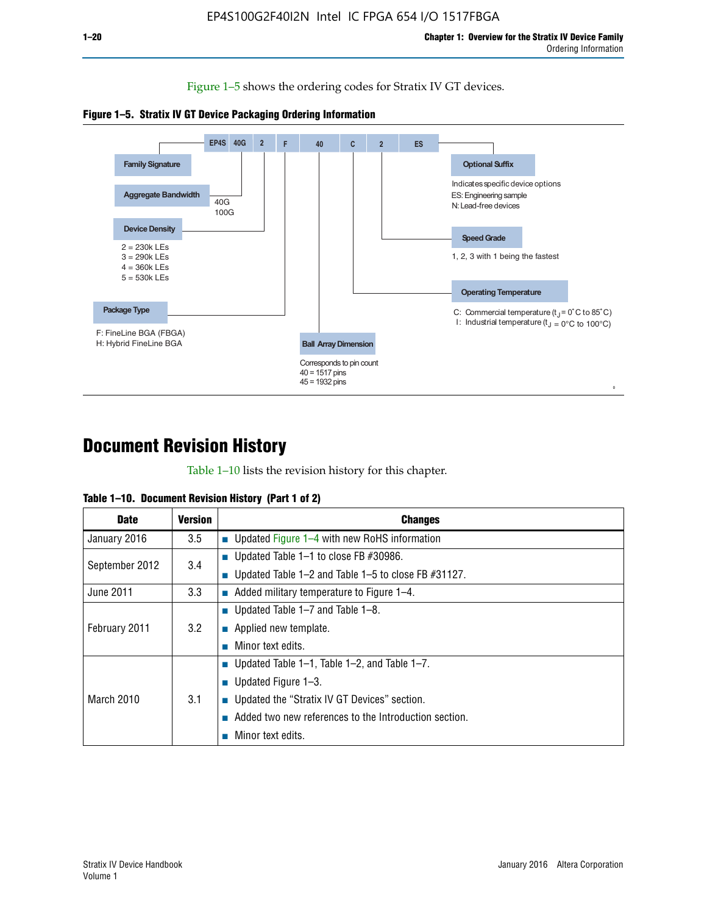Figure 1–5 shows the ordering codes for Stratix IV GT devices.

**Figure 1–5. Stratix IV GT Device Packaging Ordering Information**

EP4S | 40G | 2 | F | 40 | C | 2 | ES

- **Family Signature**: EP4S
- **Aggregate Bandwidth**: 40G, 100G
- **Device Density**:
  - 2 = 230k LEs
  - 3 = 290k LEs
  - 4 = 360k LEs
  - 5 = 530k LEs
- **Package Type**:
  - F: FineLine BGA (FBGA)
  - H: Hybrid FineLine BGA
- **Ball Array Dimension**: Corresponds to pin count
  - 40 = 1517 pins
  - 45 = 1932 pins
- **Operating Temperature**:
  - C: Commercial temperature ($t_J$ = 0°C to 85°C)
  - I: Industrial temperature ($t_J$ = 0°C to 100°C)
- **Speed Grade**: 1, 2, 3 with 1 being the fastest
- **Optional Suffix**: Indicates specific device options
  - ES: Engineering sample
  - N: Lead-free devices

# Document Revision History

Table 1–10 lists the revision history for this chapter.

**Table 1–10. Document Revision History (Part 1 of 2)**

| Date | Version | Changes |
|---|---|---|
| January 2016 | 3.5 | ■ Updated Figure 1–4 with new RoHS information |
| September 2012 | 3.4 | ■ Updated Table 1–1 to close FB #30986.<br>■ Updated Table 1–2 and Table 1–5 to close FB #31127. |
| June 2011 | 3.3 | ■ Added military temperature to Figure 1–4. |
| February 2011 | 3.2 | ■ Updated Table 1–7 and Table 1–8.<br>■ Applied new template.<br>■ Minor text edits. |
| March 2010 | 3.1 | ■ Updated Table 1–1, Table 1–2, and Table 1–7.<br>■ Updated Figure 1–3.<br>■ Updated the “Stratix IV GT Devices” section.<br>■ Added two new references to the Introduction section.<br>■ Minor text edits. |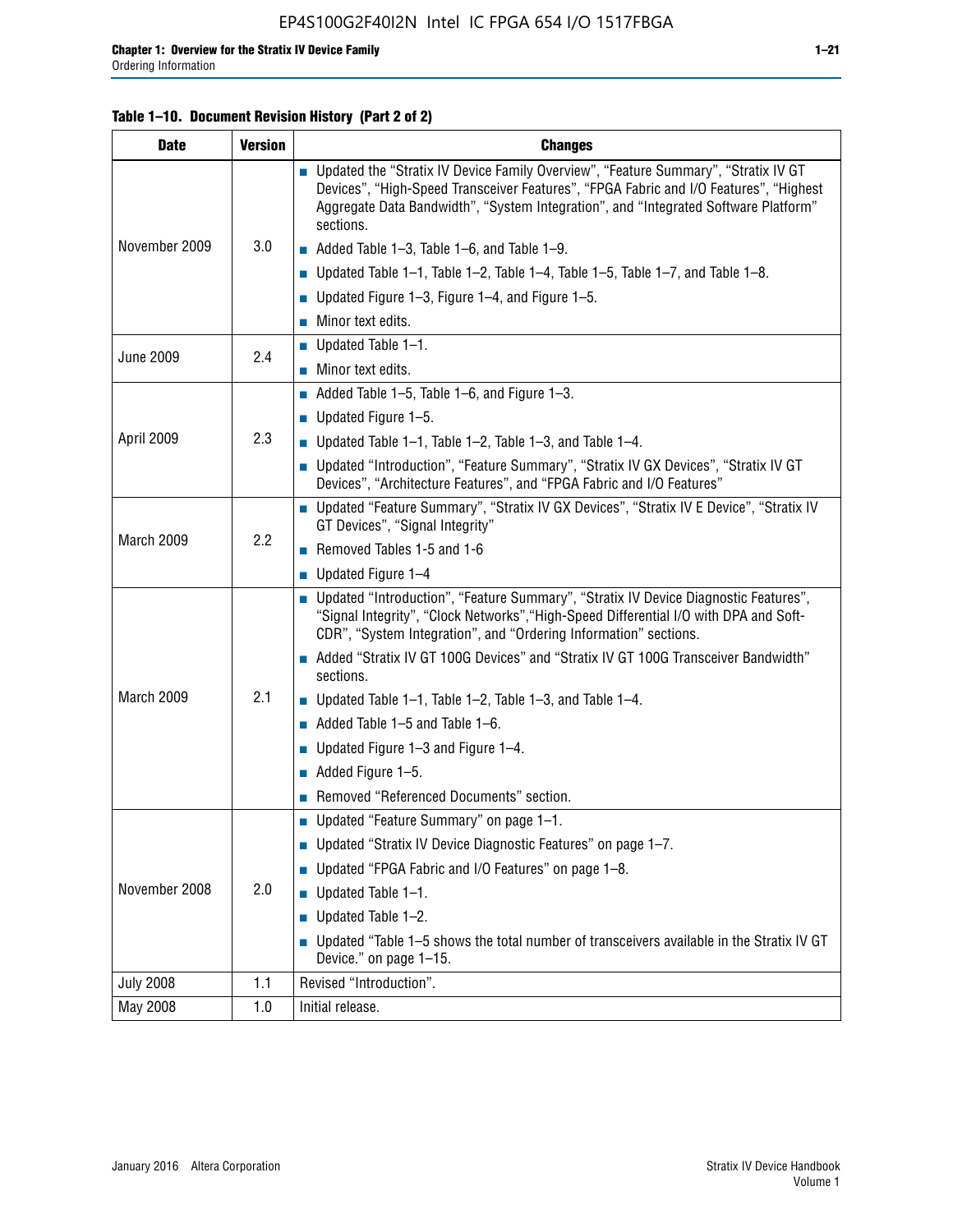**Table 1–10. Document Revision History (Part 2 of 2)**

| Date | Version | Changes |
|---|---|---|
| November 2009 | 3.0 | ■ Updated the “Stratix IV Device Family Overview”, “Feature Summary”, “Stratix IV GT Devices”, “High-Speed Transceiver Features”, “FPGA Fabric and I/O Features”, “Highest Aggregate Data Bandwidth”, “System Integration”, and “Integrated Software Platform” sections.<br>■ Added Table 1–3, Table 1–6, and Table 1–9.<br>■ Updated Table 1–1, Table 1–2, Table 1–4, Table 1–5, Table 1–7, and Table 1–8.<br>■ Updated Figure 1–3, Figure 1–4, and Figure 1–5.<br>■ Minor text edits. |
| June 2009 | 2.4 | ■ Updated Table 1–1.<br>■ Minor text edits. |
| April 2009 | 2.3 | ■ Added Table 1–5, Table 1–6, and Figure 1–3.<br>■ Updated Figure 1–5.<br>■ Updated Table 1–1, Table 1–2, Table 1–3, and Table 1–4.<br>■ Updated “Introduction”, “Feature Summary”, “Stratix IV GX Devices”, “Stratix IV GT Devices”, “Architecture Features”, and “FPGA Fabric and I/O Features” |
| March 2009 | 2.2 | ■ Updated “Feature Summary”, “Stratix IV GX Devices”, “Stratix IV E Device”, “Stratix IV GT Devices”, “Signal Integrity”<br>■ Removed Tables 1-5 and 1-6<br>■ Updated Figure 1–4 |
| March 2009 | 2.1 | ■ Updated “Introduction”, “Feature Summary”, “Stratix IV Device Diagnostic Features”, “Signal Integrity”, “Clock Networks”,“High-Speed Differential I/O with DPA and Soft-CDR”, “System Integration”, and “Ordering Information” sections.<br>■ Added “Stratix IV GT 100G Devices” and “Stratix IV GT 100G Transceiver Bandwidth” sections.<br>■ Updated Table 1–1, Table 1–2, Table 1–3, and Table 1–4.<br>■ Added Table 1–5 and Table 1–6.<br>■ Updated Figure 1–3 and Figure 1–4.<br>■ Added Figure 1–5.<br>■ Removed “Referenced Documents” section. |
| November 2008 | 2.0 | ■ Updated “Feature Summary” on page 1–1.<br>■ Updated “Stratix IV Device Diagnostic Features” on page 1–7.<br>■ Updated “FPGA Fabric and I/O Features” on page 1–8.<br>■ Updated Table 1–1.<br>■ Updated Table 1–2.<br>■ Updated “Table 1–5 shows the total number of transceivers available in the Stratix IV GT Device.” on page 1–15. |
| July 2008 | 1.1 | Revised “Introduction”. |
| May 2008 | 1.0 | Initial release. |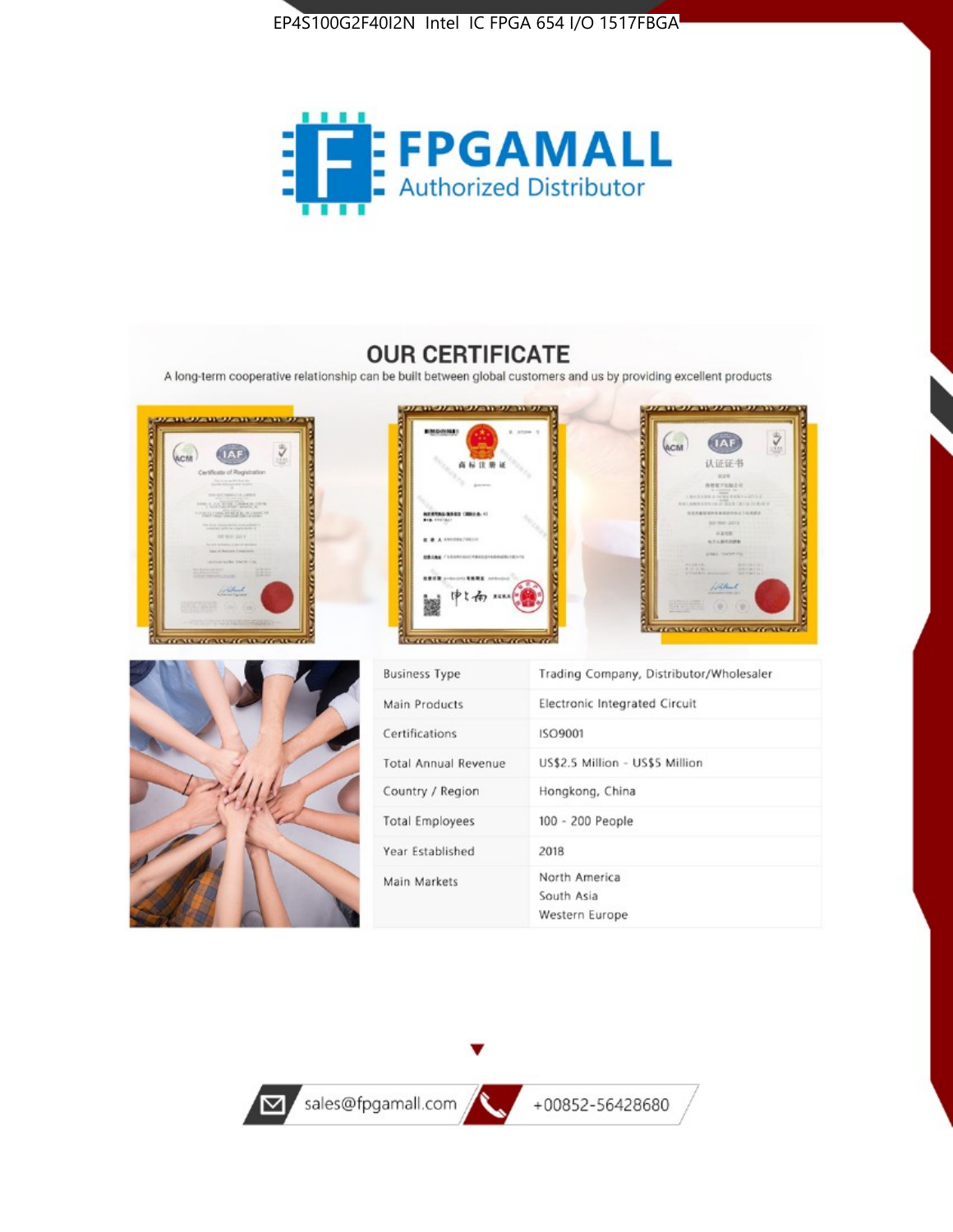FPGAMALL
Authorized Distributor

## OUR CERTIFICATE

A long-term cooperative relationship can be built between global customers and us by providing excellent products

| | |
|---|---|
| Business Type | Trading Company, Distributor/Wholesaler |
| Main Products | Electronic Integrated Circuit |
| Certifications | ISO9001 |
| Total Annual Revenue | US$2.5 Million - US$5 Million |
| Country / Region | Hongkong, China |
| Total Employees | 100 - 200 People |
| Year Established | 2018 |
| Main Markets | North America<br>South Asia<br>Western Europe |

sales@fpgamall.com

+00852-56428680